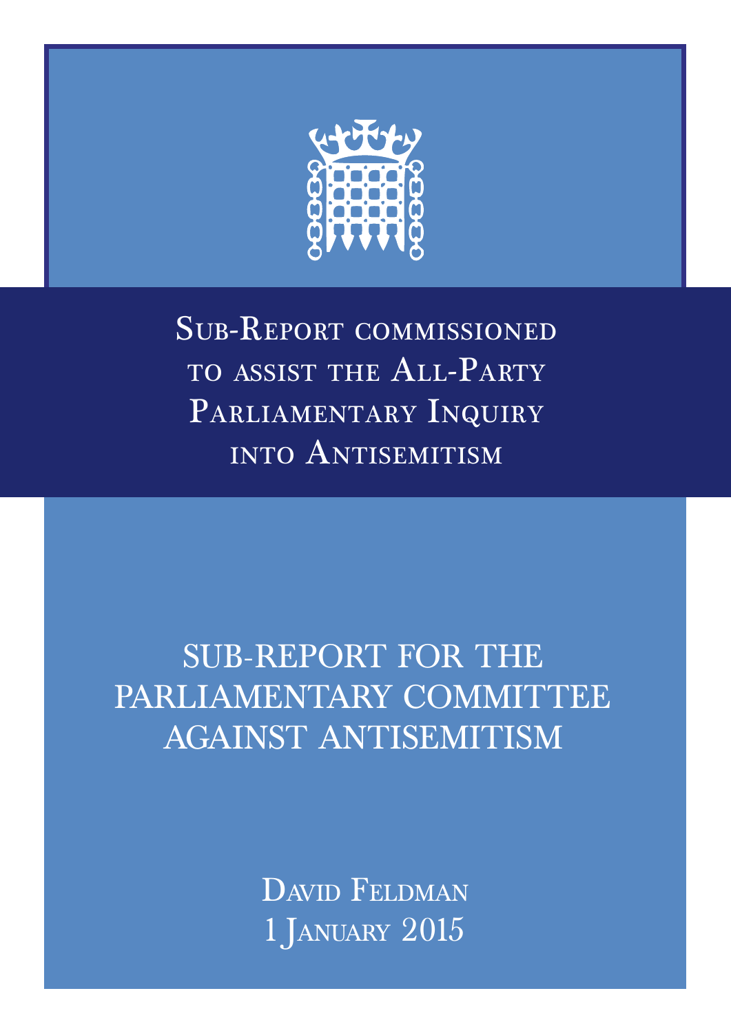Sub-Report commissioned to assist the All-Party Parliamentary Inquiry into Antisemitism

# SUB-REPORT FOR THE PARLIAMENTARY COMMITTEE AGAINST ANTISEMITISM

David Feldman

1 January 2015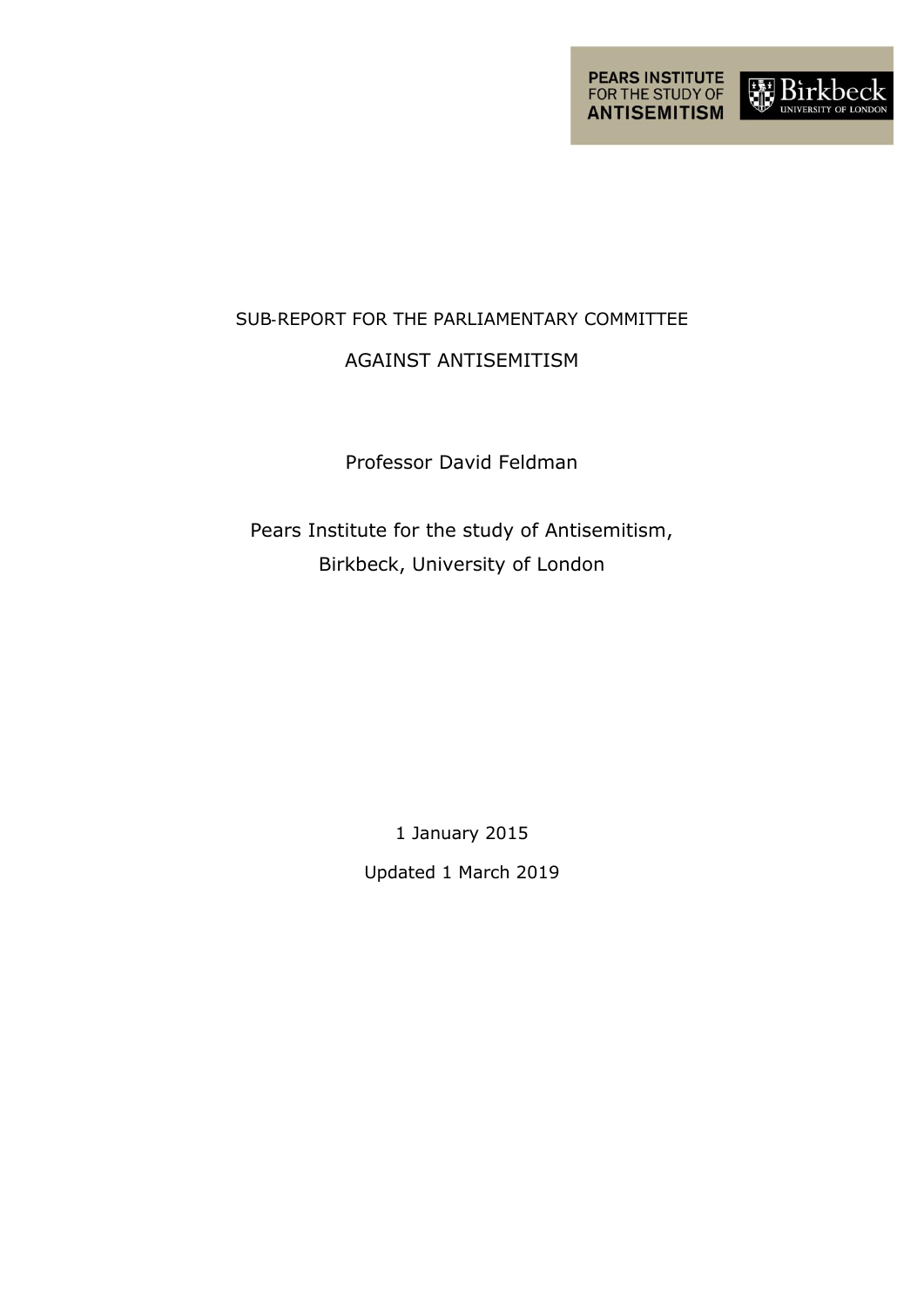SUB-REPORT FOR THE PARLIAMENTARY COMMITTEE

AGAINST ANTISEMITISM

Professor David Feldman

Pears Institute for the study of Antisemitism,
Birkbeck, University of London

1 January 2015

Updated 1 March 2019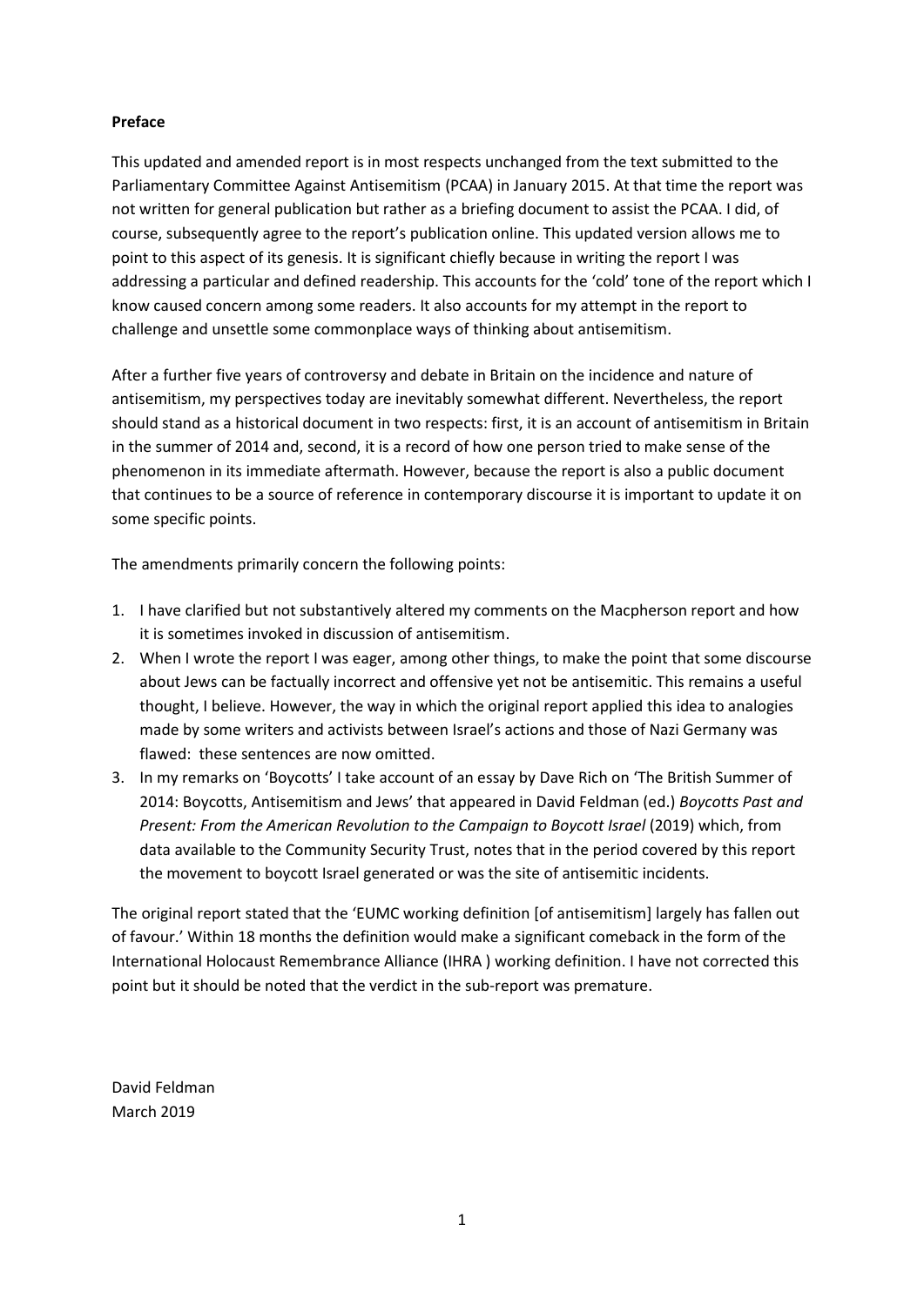**Preface**

This updated and amended report is in most respects unchanged from the text submitted to the Parliamentary Committee Against Antisemitism (PCAA) in January 2015. At that time the report was not written for general publication but rather as a briefing document to assist the PCAA. I did, of course, subsequently agree to the report's publication online. This updated version allows me to point to this aspect of its genesis. It is significant chiefly because in writing the report I was addressing a particular and defined readership. This accounts for the 'cold' tone of the report which I know caused concern among some readers. It also accounts for my attempt in the report to challenge and unsettle some commonplace ways of thinking about antisemitism.

After a further five years of controversy and debate in Britain on the incidence and nature of antisemitism, my perspectives today are inevitably somewhat different. Nevertheless, the report should stand as a historical document in two respects: first, it is an account of antisemitism in Britain in the summer of 2014 and, second, it is a record of how one person tried to make sense of the phenomenon in its immediate aftermath. However, because the report is also a public document that continues to be a source of reference in contemporary discourse it is important to update it on some specific points.

The amendments primarily concern the following points:

1. I have clarified but not substantively altered my comments on the Macpherson report and how it is sometimes invoked in discussion of antisemitism.
2. When I wrote the report I was eager, among other things, to make the point that some discourse about Jews can be factually incorrect and offensive yet not be antisemitic. This remains a useful thought, I believe. However, the way in which the original report applied this idea to analogies made by some writers and activists between Israel's actions and those of Nazi Germany was flawed: these sentences are now omitted.
3. In my remarks on 'Boycotts' I take account of an essay by Dave Rich on 'The British Summer of 2014: Boycotts, Antisemitism and Jews' that appeared in David Feldman (ed.) *Boycotts Past and Present: From the American Revolution to the Campaign to Boycott Israel* (2019) which, from data available to the Community Security Trust, notes that in the period covered by this report the movement to boycott Israel generated or was the site of antisemitic incidents.

The original report stated that the 'EUMC working definition [of antisemitism] largely has fallen out of favour.' Within 18 months the definition would make a significant comeback in the form of the International Holocaust Remembrance Alliance (IHRA ) working definition. I have not corrected this point but it should be noted that the verdict in the sub-report was premature.

David Feldman
March 2019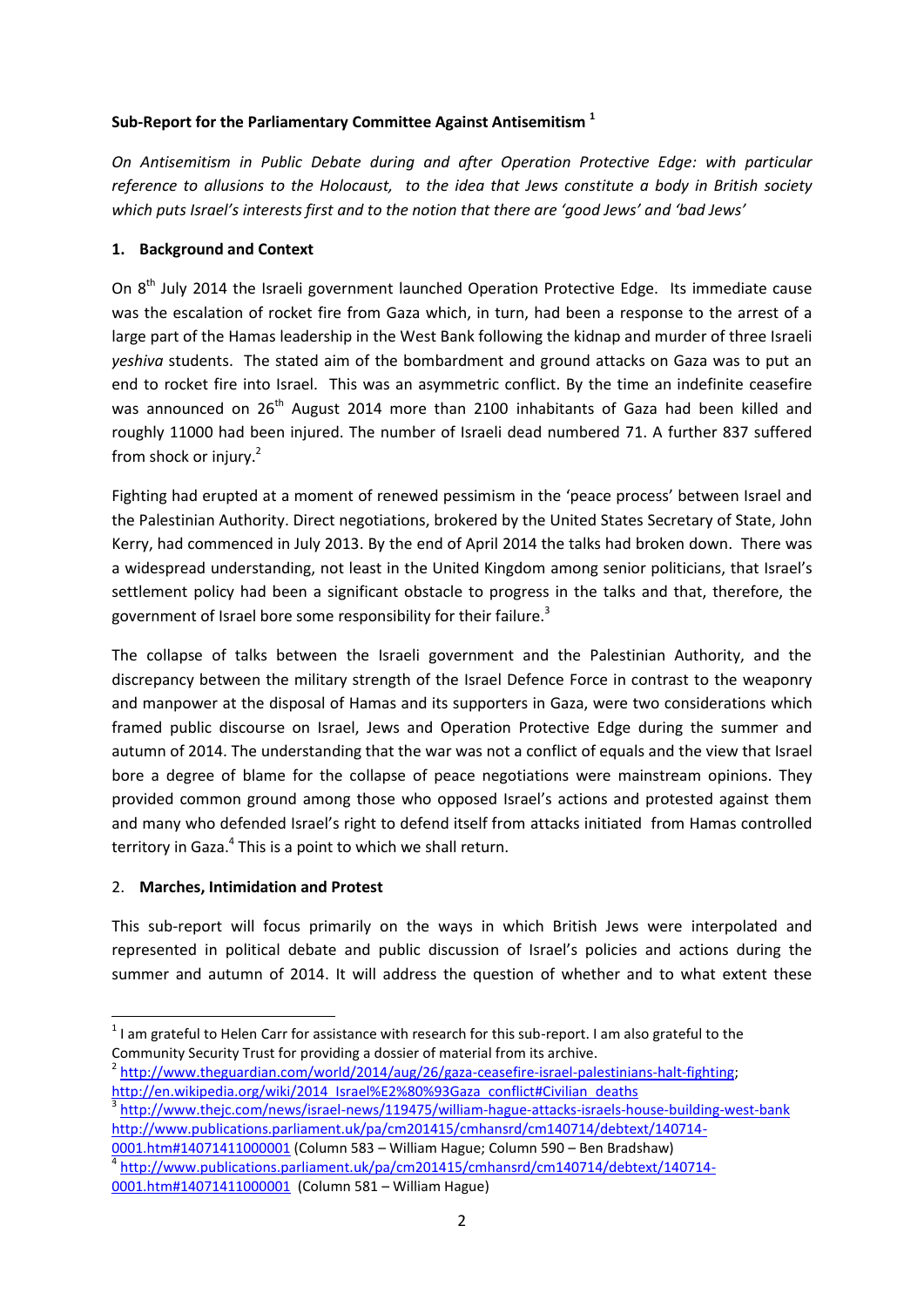**Sub-Report for the Parliamentary Committee Against Antisemitism** [1]

*On Antisemitism in Public Debate during and after Operation Protective Edge: with particular reference to allusions to the Holocaust, to the idea that Jews constitute a body in British society which puts Israel's interests first and to the notion that there are 'good Jews' and 'bad Jews'*

## 1. Background and Context

On 8th July 2014 the Israeli government launched Operation Protective Edge. Its immediate cause was the escalation of rocket fire from Gaza which, in turn, had been a response to the arrest of a large part of the Hamas leadership in the West Bank following the kidnap and murder of three Israeli *yeshiva* students. The stated aim of the bombardment and ground attacks on Gaza was to put an end to rocket fire into Israel. This was an asymmetric conflict. By the time an indefinite ceasefire was announced on 26th August 2014 more than 2100 inhabitants of Gaza had been killed and roughly 11000 had been injured. The number of Israeli dead numbered 71. A further 837 suffered from shock or injury.[2]

Fighting had erupted at a moment of renewed pessimism in the 'peace process' between Israel and the Palestinian Authority. Direct negotiations, brokered by the United States Secretary of State, John Kerry, had commenced in July 2013. By the end of April 2014 the talks had broken down. There was a widespread understanding, not least in the United Kingdom among senior politicians, that Israel's settlement policy had been a significant obstacle to progress in the talks and that, therefore, the government of Israel bore some responsibility for their failure.[3]

The collapse of talks between the Israeli government and the Palestinian Authority, and the discrepancy between the military strength of the Israel Defence Force in contrast to the weaponry and manpower at the disposal of Hamas and its supporters in Gaza, were two considerations which framed public discourse on Israel, Jews and Operation Protective Edge during the summer and autumn of 2014. The understanding that the war was not a conflict of equals and the view that Israel bore a degree of blame for the collapse of peace negotiations were mainstream opinions. They provided common ground among those who opposed Israel's actions and protested against them and many who defended Israel's right to defend itself from attacks initiated from Hamas controlled territory in Gaza.[4] This is a point to which we shall return.

## 2. Marches, Intimidation and Protest

This sub-report will focus primarily on the ways in which British Jews were interpolated and represented in political debate and public discussion of Israel's policies and actions during the summer and autumn of 2014. It will address the question of whether and to what extent these

---

[1] I am grateful to Helen Carr for assistance with research for this sub-report. I am also grateful to the Community Security Trust for providing a dossier of material from its archive.

[2] http://www.theguardian.com/world/2014/aug/26/gaza-ceasefire-israel-palestinians-halt-fighting; http://en.wikipedia.org/wiki/2014_Israel%E2%80%93Gaza_conflict#Civilian_deaths

[3] http://www.thejc.com/news/israel-news/119475/william-hague-attacks-israels-house-building-west-bank http://www.publications.parliament.uk/pa/cm201415/cmhansrd/cm140714/debtext/140714-0001.htm#14071411000001 (Column 583 – William Hague; Column 590 – Ben Bradshaw)

[4] http://www.publications.parliament.uk/pa/cm201415/cmhansrd/cm140714/debtext/140714-0001.htm#14071411000001 (Column 581 – William Hague)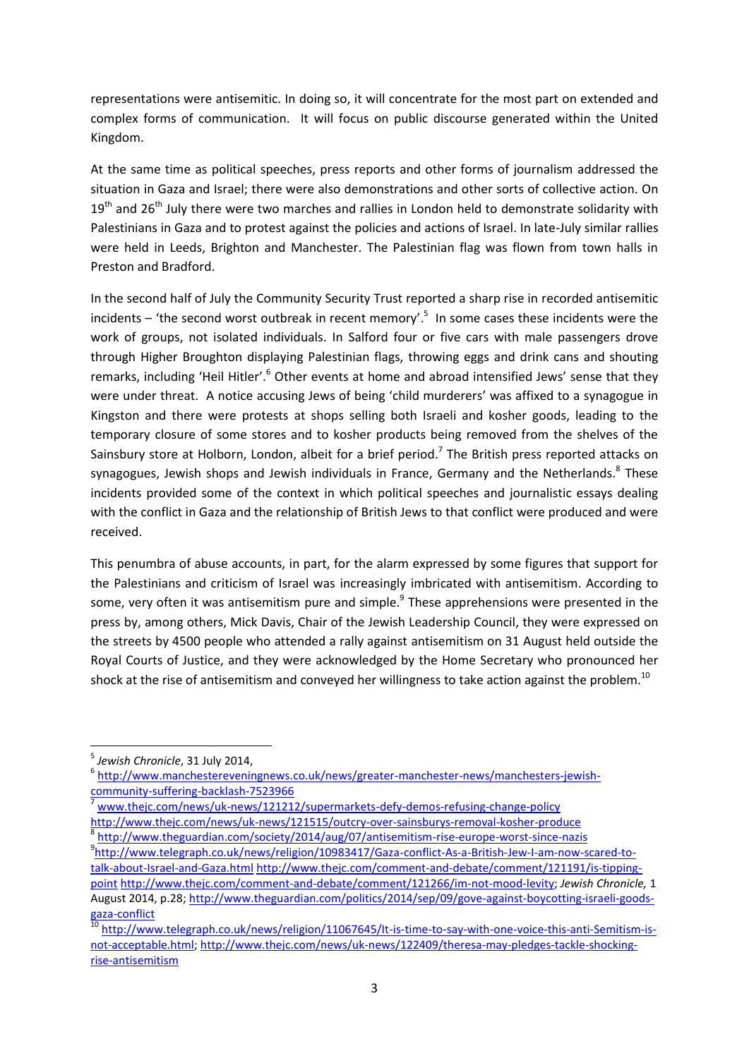representations were antisemitic. In doing so, it will concentrate for the most part on extended and complex forms of communication. It will focus on public discourse generated within the United Kingdom.

At the same time as political speeches, press reports and other forms of journalism addressed the situation in Gaza and Israel; there were also demonstrations and other sorts of collective action. On 19th and 26th July there were two marches and rallies in London held to demonstrate solidarity with Palestinians in Gaza and to protest against the policies and actions of Israel. In late-July similar rallies were held in Leeds, Brighton and Manchester. The Palestinian flag was flown from town halls in Preston and Bradford.

In the second half of July the Community Security Trust reported a sharp rise in recorded antisemitic incidents – 'the second worst outbreak in recent memory'.[5] In some cases these incidents were the work of groups, not isolated individuals. In Salford four or five cars with male passengers drove through Higher Broughton displaying Palestinian flags, throwing eggs and drink cans and shouting remarks, including 'Heil Hitler'.[6] Other events at home and abroad intensified Jews' sense that they were under threat. A notice accusing Jews of being 'child murderers' was affixed to a synagogue in Kingston and there were protests at shops selling both Israeli and kosher goods, leading to the temporary closure of some stores and to kosher products being removed from the shelves of the Sainsbury store at Holborn, London, albeit for a brief period.[7] The British press reported attacks on synagogues, Jewish shops and Jewish individuals in France, Germany and the Netherlands.[8] These incidents provided some of the context in which political speeches and journalistic essays dealing with the conflict in Gaza and the relationship of British Jews to that conflict were produced and were received.

This penumbra of abuse accounts, in part, for the alarm expressed by some figures that support for the Palestinians and criticism of Israel was increasingly imbricated with antisemitism. According to some, very often it was antisemitism pure and simple.[9] These apprehensions were presented in the press by, among others, Mick Davis, Chair of the Jewish Leadership Council, they were expressed on the streets by 4500 people who attended a rally against antisemitism on 31 August held outside the Royal Courts of Justice, and they were acknowledged by the Home Secretary who pronounced her shock at the rise of antisemitism and conveyed her willingness to take action against the problem.[10]

---

[5] *Jewish Chronicle*, 31 July 2014,

[6] http://www.manchestereveningnews.co.uk/news/greater-manchester-news/manchesters-jewish-community-suffering-backlash-7523966

[7] www.thejc.com/news/uk-news/121212/supermarkets-defy-demos-refusing-change-policy http://www.thejc.com/news/uk-news/121515/outcry-over-sainsburys-removal-kosher-produce

[8] http://www.theguardian.com/society/2014/aug/07/antisemitism-rise-europe-worst-since-nazis

[9] http://www.telegraph.co.uk/news/religion/10983417/Gaza-conflict-As-a-British-Jew-I-am-now-scared-to-talk-about-Israel-and-Gaza.html http://www.thejc.com/comment-and-debate/comment/121191/is-tipping-point http://www.thejc.com/comment-and-debate/comment/121266/im-not-mood-levity; *Jewish Chronicle,* 1 August 2014, p.28; http://www.theguardian.com/politics/2014/sep/09/gove-against-boycotting-israeli-goods-gaza-conflict

[10] http://www.telegraph.co.uk/news/religion/11067645/It-is-time-to-say-with-one-voice-this-anti-Semitism-is-not-acceptable.html; http://www.thejc.com/news/uk-news/122409/theresa-may-pledges-tackle-shocking-rise-antisemitism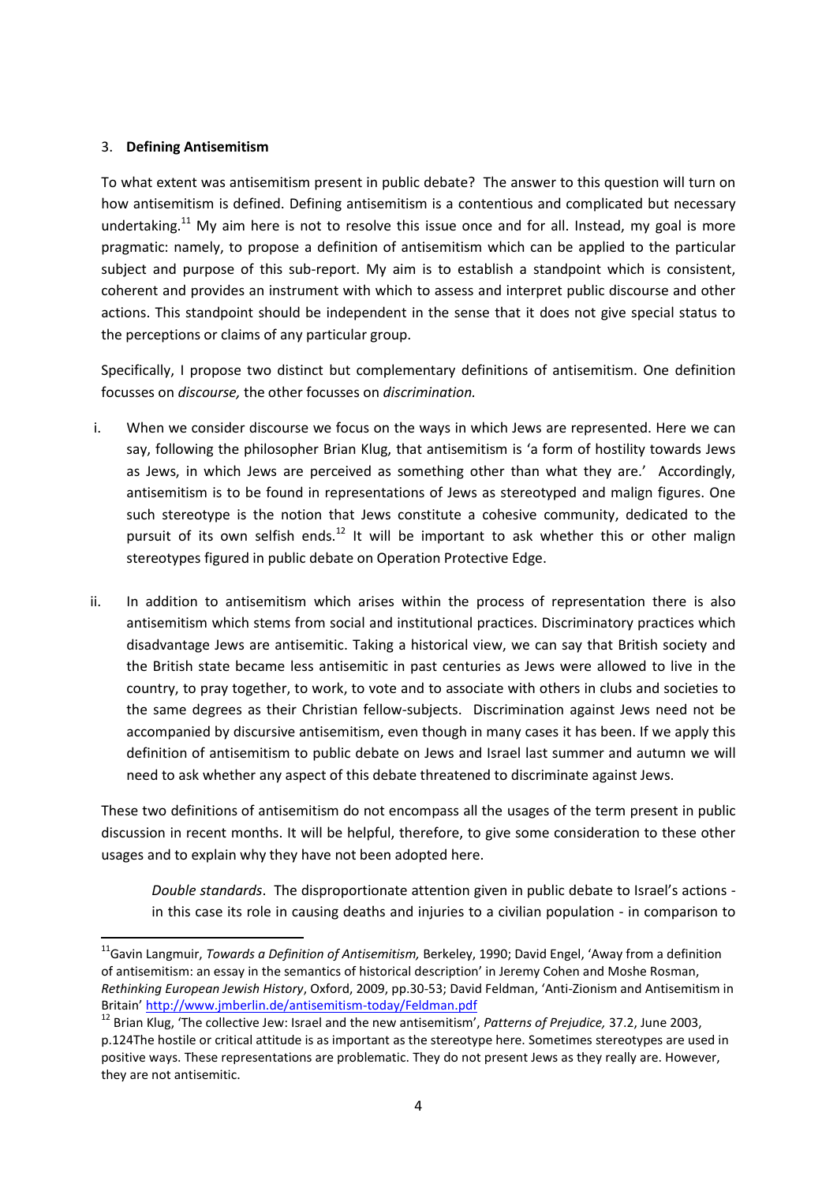## 3. **Defining Antisemitism**

To what extent was antisemitism present in public debate? The answer to this question will turn on how antisemitism is defined. Defining antisemitism is a contentious and complicated but necessary undertaking.[11] My aim here is not to resolve this issue once and for all. Instead, my goal is more pragmatic: namely, to propose a definition of antisemitism which can be applied to the particular subject and purpose of this sub-report. My aim is to establish a standpoint which is consistent, coherent and provides an instrument with which to assess and interpret public discourse and other actions. This standpoint should be independent in the sense that it does not give special status to the perceptions or claims of any particular group.

Specifically, I propose two distinct but complementary definitions of antisemitism. One definition focusses on *discourse,* the other focusses on *discrimination.*

i. When we consider discourse we focus on the ways in which Jews are represented. Here we can say, following the philosopher Brian Klug, that antisemitism is 'a form of hostility towards Jews as Jews, in which Jews are perceived as something other than what they are.' Accordingly, antisemitism is to be found in representations of Jews as stereotyped and malign figures. One such stereotype is the notion that Jews constitute a cohesive community, dedicated to the pursuit of its own selfish ends.[12] It will be important to ask whether this or other malign stereotypes figured in public debate on Operation Protective Edge.

ii. In addition to antisemitism which arises within the process of representation there is also antisemitism which stems from social and institutional practices. Discriminatory practices which disadvantage Jews are antisemitic. Taking a historical view, we can say that British society and the British state became less antisemitic in past centuries as Jews were allowed to live in the country, to pray together, to work, to vote and to associate with others in clubs and societies to the same degrees as their Christian fellow-subjects. Discrimination against Jews need not be accompanied by discursive antisemitism, even though in many cases it has been. If we apply this definition of antisemitism to public debate on Jews and Israel last summer and autumn we will need to ask whether any aspect of this debate threatened to discriminate against Jews.

These two definitions of antisemitism do not encompass all the usages of the term present in public discussion in recent months. It will be helpful, therefore, to give some consideration to these other usages and to explain why they have not been adopted here.

> *Double standards*. The disproportionate attention given in public debate to Israel's actions - in this case its role in causing deaths and injuries to a civilian population - in comparison to

[11] Gavin Langmuir, *Towards a Definition of Antisemitism,* Berkeley, 1990; David Engel, 'Away from a definition of antisemitism: an essay in the semantics of historical description' in Jeremy Cohen and Moshe Rosman, *Rethinking European Jewish History*, Oxford, 2009, pp.30-53; David Feldman, 'Anti-Zionism and Antisemitism in Britain' http://www.jmberlin.de/antisemitism-today/Feldman.pdf

[12] Brian Klug, 'The collective Jew: Israel and the new antisemitism', *Patterns of Prejudice,* 37.2, June 2003, p.124The hostile or critical attitude is as important as the stereotype here. Sometimes stereotypes are used in positive ways. These representations are problematic. They do not present Jews as they really are. However, they are not antisemitic.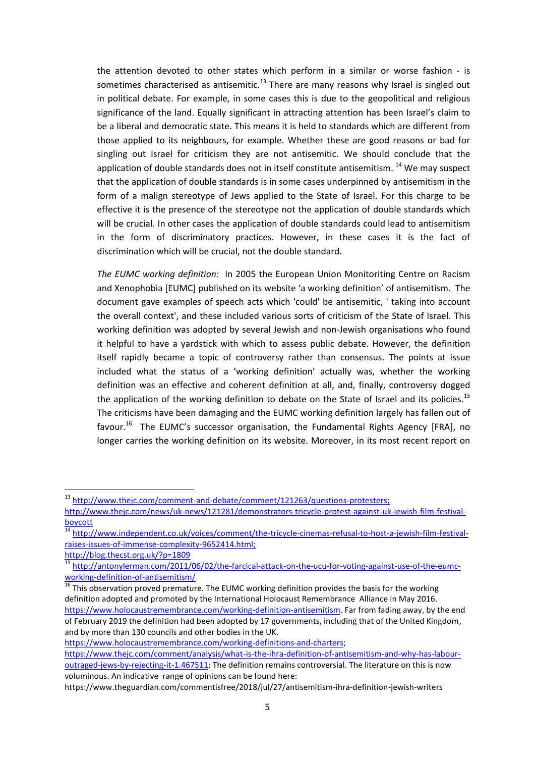the attention devoted to other states which perform in a similar or worse fashion - is sometimes characterised as antisemitic.[13] There are many reasons why Israel is singled out in political debate. For example, in some cases this is due to the geopolitical and religious significance of the land. Equally significant in attracting attention has been Israel's claim to be a liberal and democratic state. This means it is held to standards which are different from those applied to its neighbours, for example. Whether these are good reasons or bad for singling out Israel for criticism they are not antisemitic. We should conclude that the application of double standards does not in itself constitute antisemitism. [14] We may suspect that the application of double standards is in some cases underpinned by antisemitism in the form of a malign stereotype of Jews applied to the State of Israel. For this charge to be effective it is the presence of the stereotype not the application of double standards which will be crucial. In other cases the application of double standards could lead to antisemitism in the form of discriminatory practices. However, in these cases it is the fact of discrimination which will be crucial, not the double standard.

*The EUMC working definition:* In 2005 the European Union Monitoriting Centre on Racism and Xenophobia [EUMC] published on its website 'a working definition' of antisemitism. The document gave examples of speech acts which 'could' be antisemitic, ' taking into account the overall context', and these included various sorts of criticism of the State of Israel. This working definition was adopted by several Jewish and non-Jewish organisations who found it helpful to have a yardstick with which to assess public debate. However, the definition itself rapidly became a topic of controversy rather than consensus. The points at issue included what the status of a 'working definition' actually was, whether the working definition was an effective and coherent definition at all, and, finally, controversy dogged the application of the working definition to debate on the State of Israel and its policies.[15] The criticisms have been damaging and the EUMC working definition largely has fallen out of favour.[16] The EUMC's successor organisation, the Fundamental Rights Agency [FRA], no longer carries the working definition on its website. Moreover, in its most recent report on

---

[13] http://www.thejc.com/comment-and-debate/comment/121263/questions-protesters; http://www.thejc.com/news/uk-news/121281/demonstrators-tricycle-protest-against-uk-jewish-film-festival-boycott

[14] http://www.independent.co.uk/voices/comment/the-tricycle-cinemas-refusal-to-host-a-jewish-film-festival-raises-issues-of-immense-complexity-9652414.html; http://blog.thecst.org.uk/?p=1809

[15] http://antonylerman.com/2011/06/02/the-farcical-attack-on-the-ucu-for-voting-against-use-of-the-eumc-working-definition-of-antisemitism/

[16] This observation proved premature. The EUMC working definition provides the basis for the working definition adopted and promoted by the International Holocaust Remembrance Alliance in May 2016. https://www.holocaustremembrance.com/working-definition-antisemitism. Far from fading away, by the end of February 2019 the definition had been adopted by 17 governments, including that of the United Kingdom, and by more than 130 councils and other bodies in the UK. https://www.holocaustremembrance.com/working-definitions-and-charters; https://www.thejc.com/comment/analysis/what-is-the-ihra-definition-of-antisemitism-and-why-has-labour-outraged-jews-by-rejecting-it-1.467511; The definition remains controversial. The literature on this is now voluminous. An indicative range of opinions can be found here: https://www.theguardian.com/commentisfree/2018/jul/27/antisemitism-ihra-definition-jewish-writers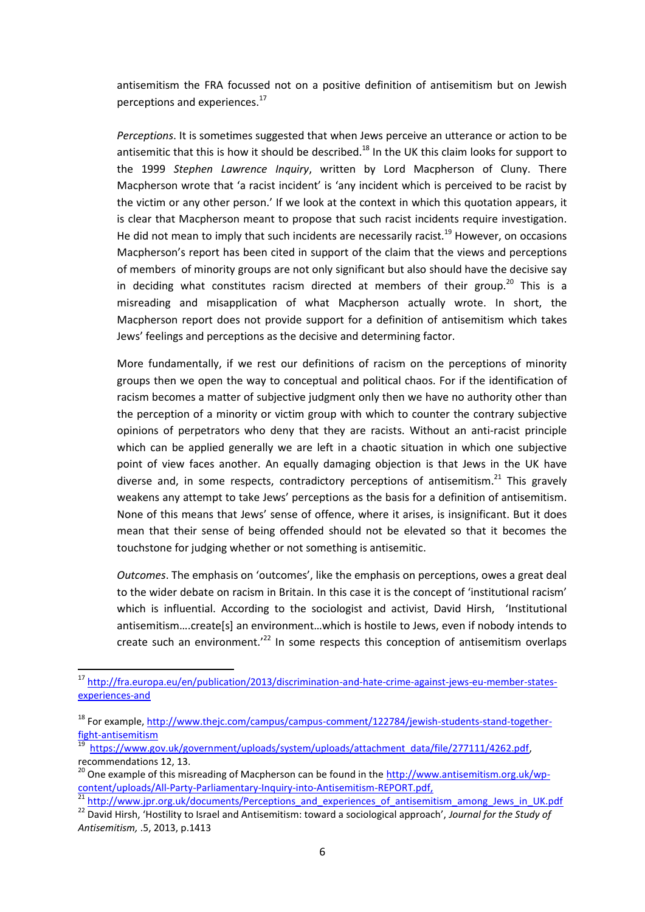antisemitism the FRA focussed not on a positive definition of antisemitism but on Jewish perceptions and experiences.[17]

*Perceptions*. It is sometimes suggested that when Jews perceive an utterance or action to be antisemitic that this is how it should be described.[18] In the UK this claim looks for support to the 1999 *Stephen Lawrence Inquiry*, written by Lord Macpherson of Cluny. There Macpherson wrote that 'a racist incident' is 'any incident which is perceived to be racist by the victim or any other person.' If we look at the context in which this quotation appears, it is clear that Macpherson meant to propose that such racist incidents require investigation. He did not mean to imply that such incidents are necessarily racist.[19] However, on occasions Macpherson's report has been cited in support of the claim that the views and perceptions of members of minority groups are not only significant but also should have the decisive say in deciding what constitutes racism directed at members of their group.[20] This is a misreading and misapplication of what Macpherson actually wrote. In short, the Macpherson report does not provide support for a definition of antisemitism which takes Jews' feelings and perceptions as the decisive and determining factor.

More fundamentally, if we rest our definitions of racism on the perceptions of minority groups then we open the way to conceptual and political chaos. For if the identification of racism becomes a matter of subjective judgment only then we have no authority other than the perception of a minority or victim group with which to counter the contrary subjective opinions of perpetrators who deny that they are racists. Without an anti-racist principle which can be applied generally we are left in a chaotic situation in which one subjective point of view faces another. An equally damaging objection is that Jews in the UK have diverse and, in some respects, contradictory perceptions of antisemitism.[21] This gravely weakens any attempt to take Jews' perceptions as the basis for a definition of antisemitism. None of this means that Jews' sense of offence, where it arises, is insignificant. But it does mean that their sense of being offended should not be elevated so that it becomes the touchstone for judging whether or not something is antisemitic.

*Outcomes*. The emphasis on 'outcomes', like the emphasis on perceptions, owes a great deal to the wider debate on racism in Britain. In this case it is the concept of 'institutional racism' which is influential. According to the sociologist and activist, David Hirsh, 'Institutional antisemitism….create[s] an environment…which is hostile to Jews, even if nobody intends to create such an environment.'[22] In some respects this conception of antisemitism overlaps

---

[17] http://fra.europa.eu/en/publication/2013/discrimination-and-hate-crime-against-jews-eu-member-states-experiences-and

[18] For example, http://www.thejc.com/campus/campus-comment/122784/jewish-students-stand-together-fight-antisemitism

[19] https://www.gov.uk/government/uploads/system/uploads/attachment_data/file/277111/4262.pdf, recommendations 12, 13.

[20] One example of this misreading of Macpherson can be found in the http://www.antisemitism.org.uk/wp-content/uploads/All-Party-Parliamentary-Inquiry-into-Antisemitism-REPORT.pdf,

[21] http://www.jpr.org.uk/documents/Perceptions_and_experiences_of_antisemitism_among_Jews_in_UK.pdf

[22] David Hirsh, 'Hostility to Israel and Antisemitism: toward a sociological approach', *Journal for the Study of Antisemitism,* .5, 2013, p.1413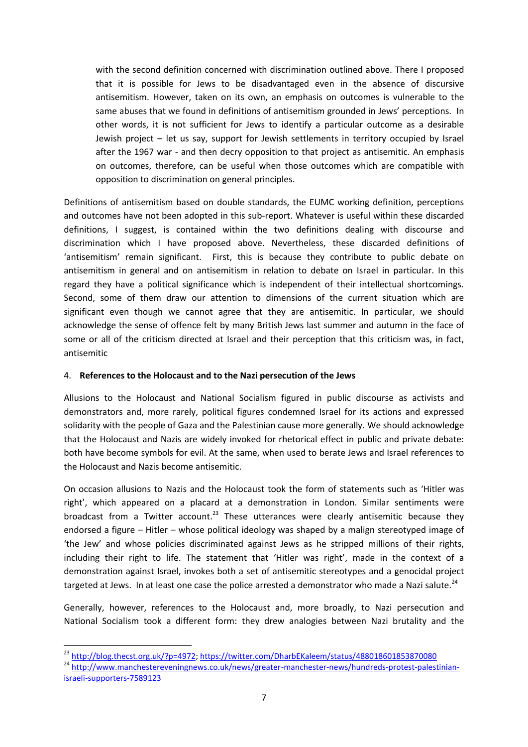with the second definition concerned with discrimination outlined above. There I proposed that it is possible for Jews to be disadvantaged even in the absence of discursive antisemitism. However, taken on its own, an emphasis on outcomes is vulnerable to the same abuses that we found in definitions of antisemitism grounded in Jews' perceptions. In other words, it is not sufficient for Jews to identify a particular outcome as a desirable Jewish project – let us say, support for Jewish settlements in territory occupied by Israel after the 1967 war - and then decry opposition to that project as antisemitic. An emphasis on outcomes, therefore, can be useful when those outcomes which are compatible with opposition to discrimination on general principles.

Definitions of antisemitism based on double standards, the EUMC working definition, perceptions and outcomes have not been adopted in this sub-report. Whatever is useful within these discarded definitions, I suggest, is contained within the two definitions dealing with discourse and discrimination which I have proposed above. Nevertheless, these discarded definitions of 'antisemitism' remain significant. First, this is because they contribute to public debate on antisemitism in general and on antisemitism in relation to debate on Israel in particular. In this regard they have a political significance which is independent of their intellectual shortcomings. Second, some of them draw our attention to dimensions of the current situation which are significant even though we cannot agree that they are antisemitic. In particular, we should acknowledge the sense of offence felt by many British Jews last summer and autumn in the face of some or all of the criticism directed at Israel and their perception that this criticism was, in fact, antisemitic

4. **References to the Holocaust and to the Nazi persecution of the Jews**

Allusions to the Holocaust and National Socialism figured in public discourse as activists and demonstrators and, more rarely, political figures condemned Israel for its actions and expressed solidarity with the people of Gaza and the Palestinian cause more generally. We should acknowledge that the Holocaust and Nazis are widely invoked for rhetorical effect in public and private debate: both have become symbols for evil. At the same, when used to berate Jews and Israel references to the Holocaust and Nazis become antisemitic.

On occasion allusions to Nazis and the Holocaust took the form of statements such as 'Hitler was right', which appeared on a placard at a demonstration in London. Similar sentiments were broadcast from a Twitter account.[23] These utterances were clearly antisemitic because they endorsed a figure – Hitler – whose political ideology was shaped by a malign stereotyped image of 'the Jew' and whose policies discriminated against Jews as he stripped millions of their rights, including their right to life. The statement that 'Hitler was right', made in the context of a demonstration against Israel, invokes both a set of antisemitic stereotypes and a genocidal project targeted at Jews. In at least one case the police arrested a demonstrator who made a Nazi salute.[24]

Generally, however, references to the Holocaust and, more broadly, to Nazi persecution and National Socialism took a different form: they drew analogies between Nazi brutality and the

---

[23] http://blog.thecst.org.uk/?p=4972; https://twitter.com/DharbEKaleem/status/488018601853870080

[24] http://www.manchestereveningnews.co.uk/news/greater-manchester-news/hundreds-protest-palestinian-israeli-supporters-7589123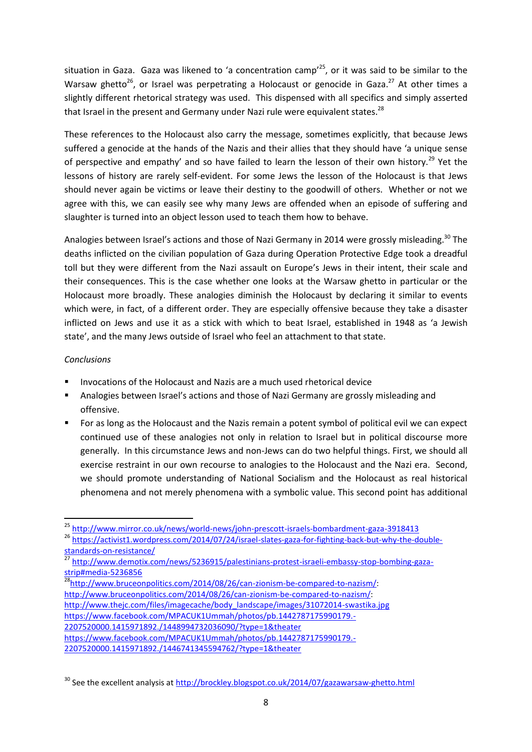situation in Gaza. Gaza was likened to 'a concentration camp'[25], or it was said to be similar to the Warsaw ghetto[26], or Israel was perpetrating a Holocaust or genocide in Gaza.[27] At other times a slightly different rhetorical strategy was used. This dispensed with all specifics and simply asserted that Israel in the present and Germany under Nazi rule were equivalent states.[28]

These references to the Holocaust also carry the message, sometimes explicitly, that because Jews suffered a genocide at the hands of the Nazis and their allies that they should have 'a unique sense of perspective and empathy' and so have failed to learn the lesson of their own history.[29] Yet the lessons of history are rarely self-evident. For some Jews the lesson of the Holocaust is that Jews should never again be victims or leave their destiny to the goodwill of others. Whether or not we agree with this, we can easily see why many Jews are offended when an episode of suffering and slaughter is turned into an object lesson used to teach them how to behave.

Analogies between Israel's actions and those of Nazi Germany in 2014 were grossly misleading.[30] The deaths inflicted on the civilian population of Gaza during Operation Protective Edge took a dreadful toll but they were different from the Nazi assault on Europe's Jews in their intent, their scale and their consequences. This is the case whether one looks at the Warsaw ghetto in particular or the Holocaust more broadly. These analogies diminish the Holocaust by declaring it similar to events which were, in fact, of a different order. They are especially offensive because they take a disaster inflicted on Jews and use it as a stick with which to beat Israel, established in 1948 as 'a Jewish state', and the many Jews outside of Israel who feel an attachment to that state.

*Conclusions*

- Invocations of the Holocaust and Nazis are a much used rhetorical device
- Analogies between Israel's actions and those of Nazi Germany are grossly misleading and offensive.
- For as long as the Holocaust and the Nazis remain a potent symbol of political evil we can expect continued use of these analogies not only in relation to Israel but in political discourse more generally. In this circumstance Jews and non-Jews can do two helpful things. First, we should all exercise restraint in our own recourse to analogies to the Holocaust and the Nazi era. Second, we should promote understanding of National Socialism and the Holocaust as real historical phenomena and not merely phenomena with a symbolic value. This second point has additional

---

[25] http://www.mirror.co.uk/news/world-news/john-prescott-israels-bombardment-gaza-3918413

[26] https://activist1.wordpress.com/2014/07/24/israel-slates-gaza-for-fighting-back-but-why-the-double-standards-on-resistance/

[27] http://www.demotix.com/news/5236915/palestinians-protest-israeli-embassy-stop-bombing-gaza-strip#media-5236856

[28] http://www.bruceonpolitics.com/2014/08/26/can-zionism-be-compared-to-nazism/: http://www.bruceonpolitics.com/2014/08/26/can-zionism-be-compared-to-nazism/: http://www.thejc.com/files/imagecache/body_landscape/images/31072014-swastika.jpg https://www.facebook.com/MPACUK1Ummah/photos/pb.1442787175990179.-2207520000.1415971892./1448994732036090/?type=1&theater https://www.facebook.com/MPACUK1Ummah/photos/pb.1442787175990179.-2207520000.1415971892./1446741345594762/?type=1&theater

[30] See the excellent analysis at http://brockley.blogspot.co.uk/2014/07/gazawarsaw-ghetto.html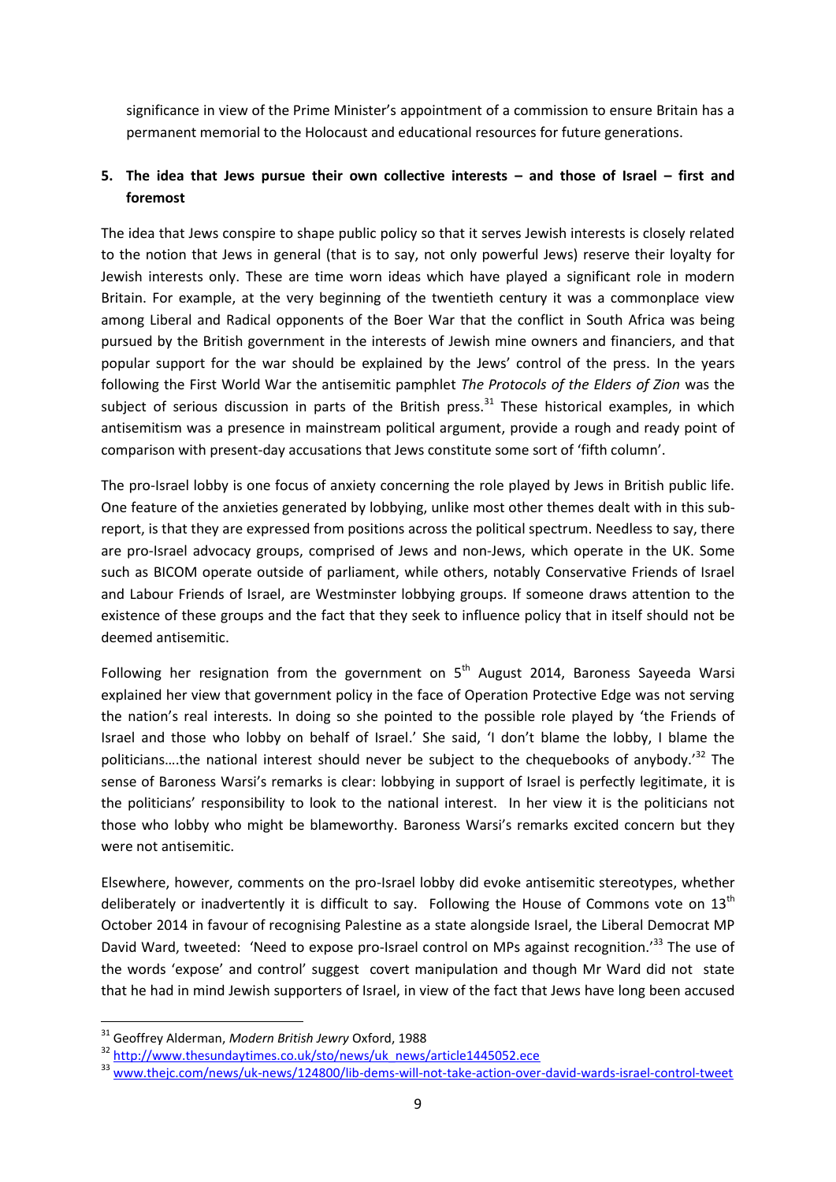significance in view of the Prime Minister's appointment of a commission to ensure Britain has a permanent memorial to the Holocaust and educational resources for future generations.

5. **The idea that Jews pursue their own collective interests – and those of Israel – first and foremost**

The idea that Jews conspire to shape public policy so that it serves Jewish interests is closely related to the notion that Jews in general (that is to say, not only powerful Jews) reserve their loyalty for Jewish interests only. These are time worn ideas which have played a significant role in modern Britain. For example, at the very beginning of the twentieth century it was a commonplace view among Liberal and Radical opponents of the Boer War that the conflict in South Africa was being pursued by the British government in the interests of Jewish mine owners and financiers, and that popular support for the war should be explained by the Jews' control of the press. In the years following the First World War the antisemitic pamphlet *The Protocols of the Elders of Zion* was the subject of serious discussion in parts of the British press.[31] These historical examples, in which antisemitism was a presence in mainstream political argument, provide a rough and ready point of comparison with present-day accusations that Jews constitute some sort of 'fifth column'.

The pro-Israel lobby is one focus of anxiety concerning the role played by Jews in British public life. One feature of the anxieties generated by lobbying, unlike most other themes dealt with in this sub-report, is that they are expressed from positions across the political spectrum. Needless to say, there are pro-Israel advocacy groups, comprised of Jews and non-Jews, which operate in the UK. Some such as BICOM operate outside of parliament, while others, notably Conservative Friends of Israel and Labour Friends of Israel, are Westminster lobbying groups. If someone draws attention to the existence of these groups and the fact that they seek to influence policy that in itself should not be deemed antisemitic.

Following her resignation from the government on 5th August 2014, Baroness Sayeeda Warsi explained her view that government policy in the face of Operation Protective Edge was not serving the nation's real interests. In doing so she pointed to the possible role played by 'the Friends of Israel and those who lobby on behalf of Israel.' She said, 'I don't blame the lobby, I blame the politicians….the national interest should never be subject to the chequebooks of anybody.'[32] The sense of Baroness Warsi's remarks is clear: lobbying in support of Israel is perfectly legitimate, it is the politicians' responsibility to look to the national interest. In her view it is the politicians not those who lobby who might be blameworthy. Baroness Warsi's remarks excited concern but they were not antisemitic.

Elsewhere, however, comments on the pro-Israel lobby did evoke antisemitic stereotypes, whether deliberately or inadvertently it is difficult to say. Following the House of Commons vote on 13th October 2014 in favour of recognising Palestine as a state alongside Israel, the Liberal Democrat MP David Ward, tweeted: 'Need to expose pro-Israel control on MPs against recognition.'[33] The use of the words 'expose' and control' suggest covert manipulation and though Mr Ward did not state that he had in mind Jewish supporters of Israel, in view of the fact that Jews have long been accused

---

[31] Geoffrey Alderman, *Modern British Jewry* Oxford, 1988

[32] http://www.thesundaytimes.co.uk/sto/news/uk_news/article1445052.ece

[33] www.thejc.com/news/uk-news/124800/lib-dems-will-not-take-action-over-david-wards-israel-control-tweet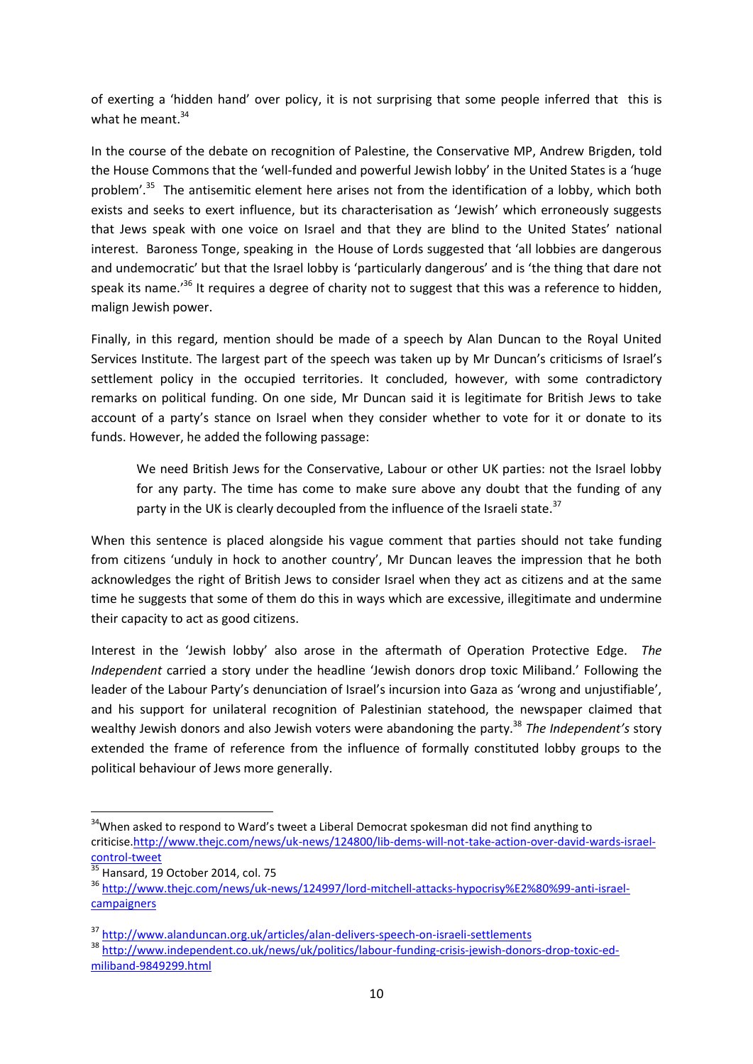of exerting a 'hidden hand' over policy, it is not surprising that some people inferred that this is what he meant.[34]

In the course of the debate on recognition of Palestine, the Conservative MP, Andrew Brigden, told the House Commons that the 'well-funded and powerful Jewish lobby' in the United States is a 'huge problem'.[35] The antisemitic element here arises not from the identification of a lobby, which both exists and seeks to exert influence, but its characterisation as 'Jewish' which erroneously suggests that Jews speak with one voice on Israel and that they are blind to the United States' national interest. Baroness Tonge, speaking in the House of Lords suggested that 'all lobbies are dangerous and undemocratic' but that the Israel lobby is 'particularly dangerous' and is 'the thing that dare not speak its name.'[36] It requires a degree of charity not to suggest that this was a reference to hidden, malign Jewish power.

Finally, in this regard, mention should be made of a speech by Alan Duncan to the Royal United Services Institute. The largest part of the speech was taken up by Mr Duncan's criticisms of Israel's settlement policy in the occupied territories. It concluded, however, with some contradictory remarks on political funding. On one side, Mr Duncan said it is legitimate for British Jews to take account of a party's stance on Israel when they consider whether to vote for it or donate to its funds. However, he added the following passage:

> We need British Jews for the Conservative, Labour or other UK parties: not the Israel lobby for any party. The time has come to make sure above any doubt that the funding of any party in the UK is clearly decoupled from the influence of the Israeli state.[37]

When this sentence is placed alongside his vague comment that parties should not take funding from citizens 'unduly in hock to another country', Mr Duncan leaves the impression that he both acknowledges the right of British Jews to consider Israel when they act as citizens and at the same time he suggests that some of them do this in ways which are excessive, illegitimate and undermine their capacity to act as good citizens.

Interest in the 'Jewish lobby' also arose in the aftermath of Operation Protective Edge. *The Independent* carried a story under the headline 'Jewish donors drop toxic Miliband.' Following the leader of the Labour Party's denunciation of Israel's incursion into Gaza as 'wrong and unjustifiable', and his support for unilateral recognition of Palestinian statehood, the newspaper claimed that wealthy Jewish donors and also Jewish voters were abandoning the party.[38] *The Independent's* story extended the frame of reference from the influence of formally constituted lobby groups to the political behaviour of Jews more generally.

---

[34] When asked to respond to Ward's tweet a Liberal Democrat spokesman did not find anything to criticise. http://www.thejc.com/news/uk-news/124800/lib-dems-will-not-take-action-over-david-wards-israel-control-tweet

[35] Hansard, 19 October 2014, col. 75

[36] http://www.thejc.com/news/uk-news/124997/lord-mitchell-attacks-hypocrisy%E2%80%99-anti-israel-campaigners

[37] http://www.alanduncan.org.uk/articles/alan-delivers-speech-on-israeli-settlements

[38] http://www.independent.co.uk/news/uk/politics/labour-funding-crisis-jewish-donors-drop-toxic-ed-miliband-9849299.html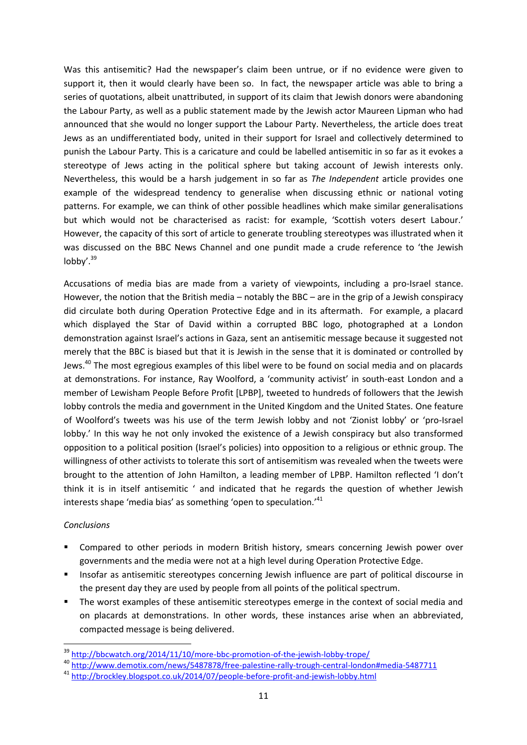Was this antisemitic? Had the newspaper's claim been untrue, or if no evidence were given to support it, then it would clearly have been so. In fact, the newspaper article was able to bring a series of quotations, albeit unattributed, in support of its claim that Jewish donors were abandoning the Labour Party, as well as a public statement made by the Jewish actor Maureen Lipman who had announced that she would no longer support the Labour Party. Nevertheless, the article does treat Jews as an undifferentiated body, united in their support for Israel and collectively determined to punish the Labour Party. This is a caricature and could be labelled antisemitic in so far as it evokes a stereotype of Jews acting in the political sphere but taking account of Jewish interests only. Nevertheless, this would be a harsh judgement in so far as *The Independent* article provides one example of the widespread tendency to generalise when discussing ethnic or national voting patterns. For example, we can think of other possible headlines which make similar generalisations but which would not be characterised as racist: for example, 'Scottish voters desert Labour.' However, the capacity of this sort of article to generate troubling stereotypes was illustrated when it was discussed on the BBC News Channel and one pundit made a crude reference to 'the Jewish lobby'.[39]

Accusations of media bias are made from a variety of viewpoints, including a pro-Israel stance. However, the notion that the British media – notably the BBC – are in the grip of a Jewish conspiracy did circulate both during Operation Protective Edge and in its aftermath. For example, a placard which displayed the Star of David within a corrupted BBC logo, photographed at a London demonstration against Israel's actions in Gaza, sent an antisemitic message because it suggested not merely that the BBC is biased but that it is Jewish in the sense that it is dominated or controlled by Jews.[40] The most egregious examples of this libel were to be found on social media and on placards at demonstrations. For instance, Ray Woolford, a 'community activist' in south-east London and a member of Lewisham People Before Profit [LPBP], tweeted to hundreds of followers that the Jewish lobby controls the media and government in the United Kingdom and the United States. One feature of Woolford's tweets was his use of the term Jewish lobby and not 'Zionist lobby' or 'pro-Israel lobby.' In this way he not only invoked the existence of a Jewish conspiracy but also transformed opposition to a political position (Israel's policies) into opposition to a religious or ethnic group. The willingness of other activists to tolerate this sort of antisemitism was revealed when the tweets were brought to the attention of John Hamilton, a leading member of LPBP. Hamilton reflected 'I don't think it is in itself antisemitic ' and indicated that he regards the question of whether Jewish interests shape 'media bias' as something 'open to speculation.'[41]

*Conclusions*

- Compared to other periods in modern British history, smears concerning Jewish power over governments and the media were not at a high level during Operation Protective Edge.
- Insofar as antisemitic stereotypes concerning Jewish influence are part of political discourse in the present day they are used by people from all points of the political spectrum.
- The worst examples of these antisemitic stereotypes emerge in the context of social media and on placards at demonstrations. In other words, these instances arise when an abbreviated, compacted message is being delivered.

---

[39] http://bbcwatch.org/2014/11/10/more-bbc-promotion-of-the-jewish-lobby-trope/

[40] http://www.demotix.com/news/5487878/free-palestine-rally-trough-central-london#media-5487711

[41] http://brockley.blogspot.co.uk/2014/07/people-before-profit-and-jewish-lobby.html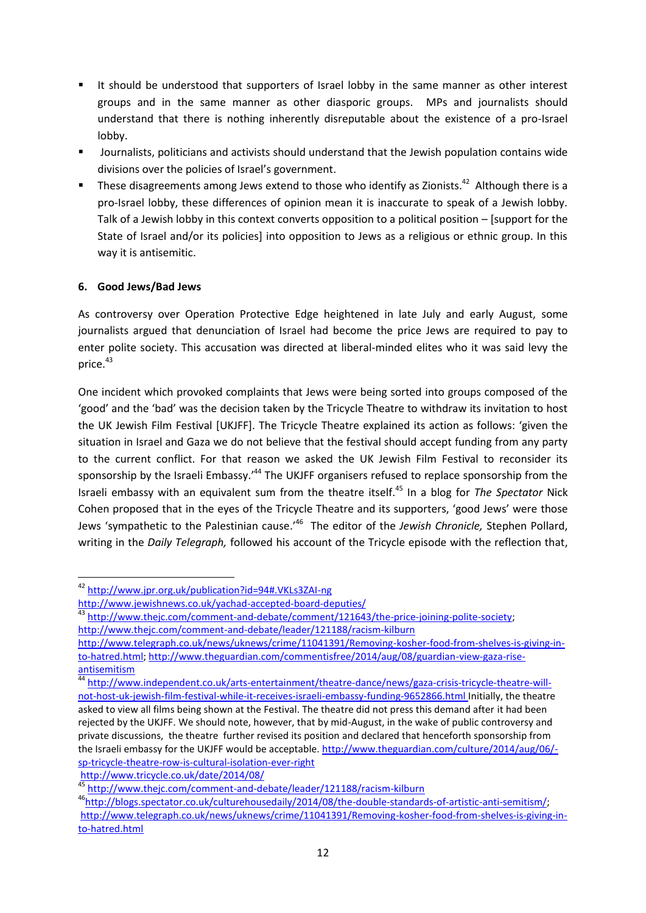- It should be understood that supporters of Israel lobby in the same manner as other interest groups and in the same manner as other diasporic groups. MPs and journalists should understand that there is nothing inherently disreputable about the existence of a pro-Israel lobby.
- Journalists, politicians and activists should understand that the Jewish population contains wide divisions over the policies of Israel's government.
- These disagreements among Jews extend to those who identify as Zionists.[42] Although there is a pro-Israel lobby, these differences of opinion mean it is inaccurate to speak of a Jewish lobby. Talk of a Jewish lobby in this context converts opposition to a political position – [support for the State of Israel and/or its policies] into opposition to Jews as a religious or ethnic group. In this way it is antisemitic.

### 6. Good Jews/Bad Jews

As controversy over Operation Protective Edge heightened in late July and early August, some journalists argued that denunciation of Israel had become the price Jews are required to pay to enter polite society. This accusation was directed at liberal-minded elites who it was said levy the price.[43]

One incident which provoked complaints that Jews were being sorted into groups composed of the 'good' and the 'bad' was the decision taken by the Tricycle Theatre to withdraw its invitation to host the UK Jewish Film Festival [UKJFF]. The Tricycle Theatre explained its action as follows: 'given the situation in Israel and Gaza we do not believe that the festival should accept funding from any party to the current conflict. For that reason we asked the UK Jewish Film Festival to reconsider its sponsorship by the Israeli Embassy.'[44] The UKJFF organisers refused to replace sponsorship from the Israeli embassy with an equivalent sum from the theatre itself.[45] In a blog for *The Spectator* Nick Cohen proposed that in the eyes of the Tricycle Theatre and its supporters, 'good Jews' were those Jews 'sympathetic to the Palestinian cause.'[46] The editor of the *Jewish Chronicle,* Stephen Pollard, writing in the *Daily Telegraph,* followed his account of the Tricycle episode with the reflection that,

---

[42] http://www.jpr.org.uk/publication?id=94#.VKLs3ZAI-ng
http://www.jewishnews.co.uk/yachad-accepted-board-deputies/

[43] http://www.thejc.com/comment-and-debate/comment/121643/the-price-joining-polite-society; http://www.thejc.com/comment-and-debate/leader/121188/racism-kilburn
http://www.telegraph.co.uk/news/uknews/crime/11041391/Removing-kosher-food-from-shelves-is-giving-in-to-hatred.html; http://www.theguardian.com/commentisfree/2014/aug/08/guardian-view-gaza-rise-antisemitism

[44] http://www.independent.co.uk/arts-entertainment/theatre-dance/news/gaza-crisis-tricycle-theatre-will-not-host-uk-jewish-film-festival-while-it-receives-israeli-embassy-funding-9652866.html Initially, the theatre asked to view all films being shown at the Festival. The theatre did not press this demand after it had been rejected by the UKJFF. We should note, however, that by mid-August, in the wake of public controversy and private discussions, the theatre further revised its position and declared that henceforth sponsorship from the Israeli embassy for the UKJFF would be acceptable. http://www.theguardian.com/culture/2014/aug/06/-sp-tricycle-theatre-row-is-cultural-isolation-ever-right
http://www.tricycle.co.uk/date/2014/08/

[45] http://www.thejc.com/comment-and-debate/leader/121188/racism-kilburn

[46] http://blogs.spectator.co.uk/culturehousedaily/2014/08/the-double-standards-of-artistic-anti-semitism/;
http://www.telegraph.co.uk/news/uknews/crime/11041391/Removing-kosher-food-from-shelves-is-giving-in-to-hatred.html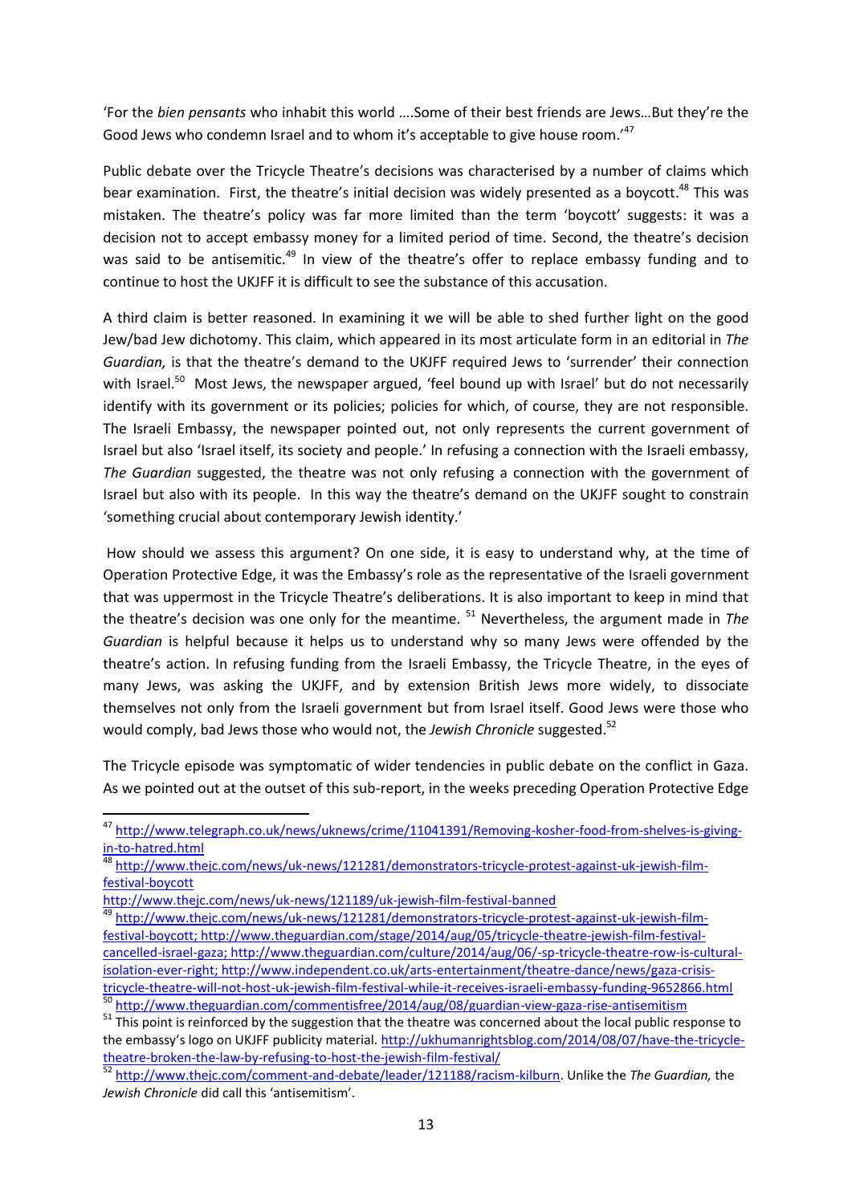'For the *bien pensants* who inhabit this world ….Some of their best friends are Jews…But they're the Good Jews who condemn Israel and to whom it's acceptable to give house room.'[47]

Public debate over the Tricycle Theatre's decisions was characterised by a number of claims which bear examination. First, the theatre's initial decision was widely presented as a boycott.[48] This was mistaken. The theatre's policy was far more limited than the term 'boycott' suggests: it was a decision not to accept embassy money for a limited period of time. Second, the theatre's decision was said to be antisemitic.[49] In view of the theatre's offer to replace embassy funding and to continue to host the UKJFF it is difficult to see the substance of this accusation.

A third claim is better reasoned. In examining it we will be able to shed further light on the good Jew/bad Jew dichotomy. This claim, which appeared in its most articulate form in an editorial in *The Guardian,* is that the theatre's demand to the UKJFF required Jews to 'surrender' their connection with Israel.[50] Most Jews, the newspaper argued, 'feel bound up with Israel' but do not necessarily identify with its government or its policies; policies for which, of course, they are not responsible. The Israeli Embassy, the newspaper pointed out, not only represents the current government of Israel but also 'Israel itself, its society and people.' In refusing a connection with the Israeli embassy, *The Guardian* suggested, the theatre was not only refusing a connection with the government of Israel but also with its people. In this way the theatre's demand on the UKJFF sought to constrain 'something crucial about contemporary Jewish identity.'

How should we assess this argument? On one side, it is easy to understand why, at the time of Operation Protective Edge, it was the Embassy's role as the representative of the Israeli government that was uppermost in the Tricycle Theatre's deliberations. It is also important to keep in mind that the theatre's decision was one only for the meantime.[51] Nevertheless, the argument made in *The Guardian* is helpful because it helps us to understand why so many Jews were offended by the theatre's action. In refusing funding from the Israeli Embassy, the Tricycle Theatre, in the eyes of many Jews, was asking the UKJFF, and by extension British Jews more widely, to dissociate themselves not only from the Israeli government but from Israel itself. Good Jews were those who would comply, bad Jews those who would not, the *Jewish Chronicle* suggested.[52]

The Tricycle episode was symptomatic of wider tendencies in public debate on the conflict in Gaza. As we pointed out at the outset of this sub-report, in the weeks preceding Operation Protective Edge

---

[47] http://www.telegraph.co.uk/news/uknews/crime/11041391/Removing-kosher-food-from-shelves-is-giving-in-to-hatred.html

[48] http://www.thejc.com/news/uk-news/121281/demonstrators-tricycle-protest-against-uk-jewish-film-festival-boycott
http://www.thejc.com/news/uk-news/121189/uk-jewish-film-festival-banned

[49] http://www.thejc.com/news/uk-news/121281/demonstrators-tricycle-protest-against-uk-jewish-film-festival-boycott; http://www.theguardian.com/stage/2014/aug/05/tricycle-theatre-jewish-film-festival-cancelled-israel-gaza; http://www.theguardian.com/culture/2014/aug/06/-sp-tricycle-theatre-row-is-cultural-isolation-ever-right; http://www.independent.co.uk/arts-entertainment/theatre-dance/news/gaza-crisis-tricycle-theatre-will-not-host-uk-jewish-film-festival-while-it-receives-israeli-embassy-funding-9652866.html

[50] http://www.theguardian.com/commentisfree/2014/aug/08/guardian-view-gaza-rise-antisemitism

[51] This point is reinforced by the suggestion that the theatre was concerned about the local public response to the embassy's logo on UKJFF publicity material. http://ukhumanrightsblog.com/2014/08/07/have-the-tricycle-theatre-broken-the-law-by-refusing-to-host-the-jewish-film-festival/

[52] http://www.thejc.com/comment-and-debate/leader/121188/racism-kilburn. Unlike the *The Guardian,* the *Jewish Chronicle* did call this 'antisemitism'.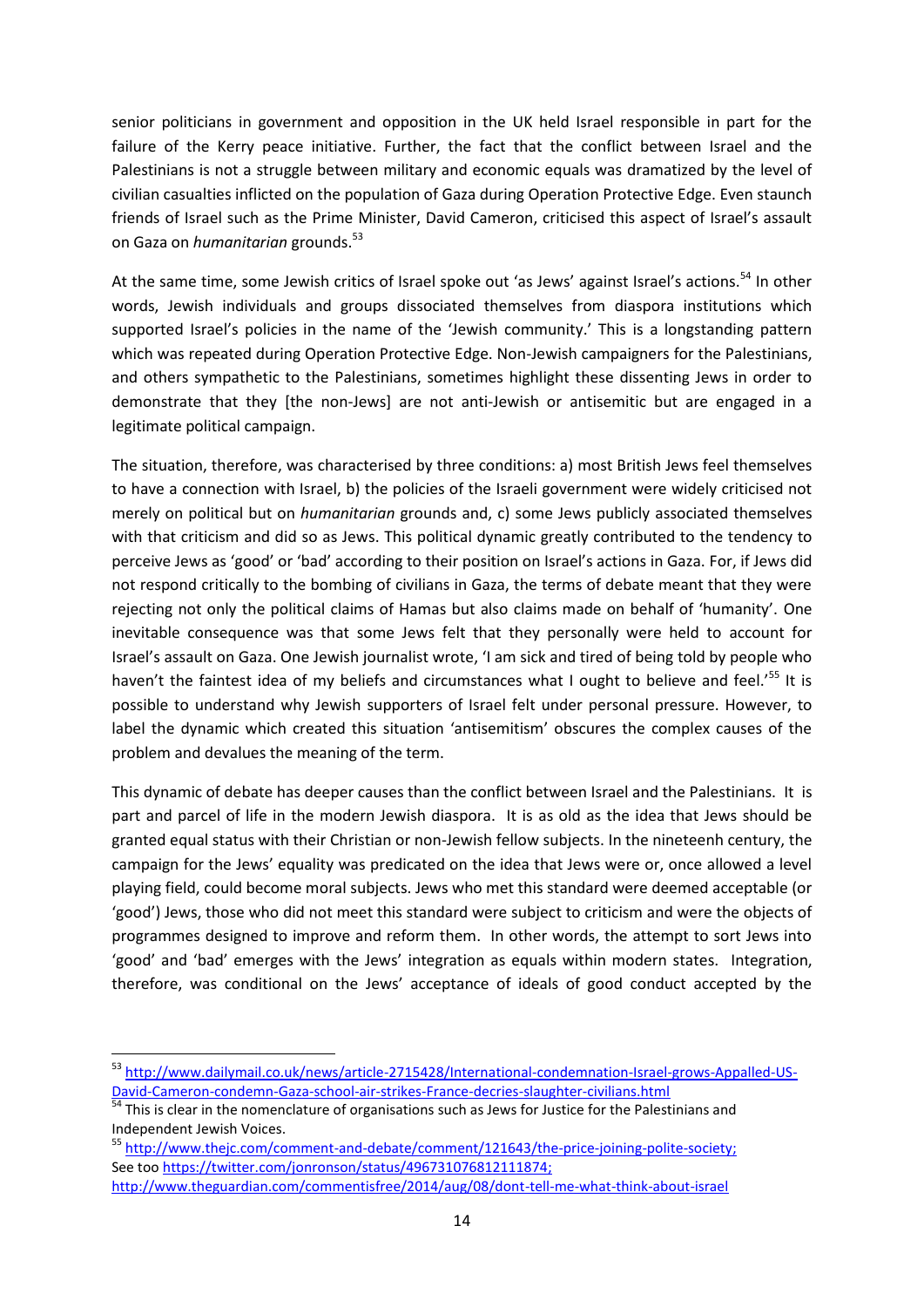senior politicians in government and opposition in the UK held Israel responsible in part for the failure of the Kerry peace initiative. Further, the fact that the conflict between Israel and the Palestinians is not a struggle between military and economic equals was dramatized by the level of civilian casualties inflicted on the population of Gaza during Operation Protective Edge. Even staunch friends of Israel such as the Prime Minister, David Cameron, criticised this aspect of Israel's assault on Gaza on *humanitarian* grounds.[53]

At the same time, some Jewish critics of Israel spoke out 'as Jews' against Israel's actions.[54] In other words, Jewish individuals and groups dissociated themselves from diaspora institutions which supported Israel's policies in the name of the 'Jewish community.' This is a longstanding pattern which was repeated during Operation Protective Edge. Non-Jewish campaigners for the Palestinians, and others sympathetic to the Palestinians, sometimes highlight these dissenting Jews in order to demonstrate that they [the non-Jews] are not anti-Jewish or antisemitic but are engaged in a legitimate political campaign.

The situation, therefore, was characterised by three conditions: a) most British Jews feel themselves to have a connection with Israel, b) the policies of the Israeli government were widely criticised not merely on political but on *humanitarian* grounds and, c) some Jews publicly associated themselves with that criticism and did so as Jews. This political dynamic greatly contributed to the tendency to perceive Jews as 'good' or 'bad' according to their position on Israel's actions in Gaza. For, if Jews did not respond critically to the bombing of civilians in Gaza, the terms of debate meant that they were rejecting not only the political claims of Hamas but also claims made on behalf of 'humanity'. One inevitable consequence was that some Jews felt that they personally were held to account for Israel's assault on Gaza. One Jewish journalist wrote, 'I am sick and tired of being told by people who haven't the faintest idea of my beliefs and circumstances what I ought to believe and feel.'[55] It is possible to understand why Jewish supporters of Israel felt under personal pressure. However, to label the dynamic which created this situation 'antisemitism' obscures the complex causes of the problem and devalues the meaning of the term.

This dynamic of debate has deeper causes than the conflict between Israel and the Palestinians. It is part and parcel of life in the modern Jewish diaspora. It is as old as the idea that Jews should be granted equal status with their Christian or non-Jewish fellow subjects. In the nineteenh century, the campaign for the Jews' equality was predicated on the idea that Jews were or, once allowed a level playing field, could become moral subjects. Jews who met this standard were deemed acceptable (or 'good') Jews, those who did not meet this standard were subject to criticism and were the objects of programmes designed to improve and reform them. In other words, the attempt to sort Jews into 'good' and 'bad' emerges with the Jews' integration as equals within modern states. Integration, therefore, was conditional on the Jews' acceptance of ideals of good conduct accepted by the

---

[53] http://www.dailymail.co.uk/news/article-2715428/International-condemnation-Israel-grows-Appalled-US-David-Cameron-condemn-Gaza-school-air-strikes-France-decries-slaughter-civilians.html

[54] This is clear in the nomenclature of organisations such as Jews for Justice for the Palestinians and Independent Jewish Voices.

[55] http://www.thejc.com/comment-and-debate/comment/121643/the-price-joining-polite-society; See too https://twitter.com/jonronson/status/496731076812111874; http://www.theguardian.com/commentisfree/2014/aug/08/dont-tell-me-what-think-about-israel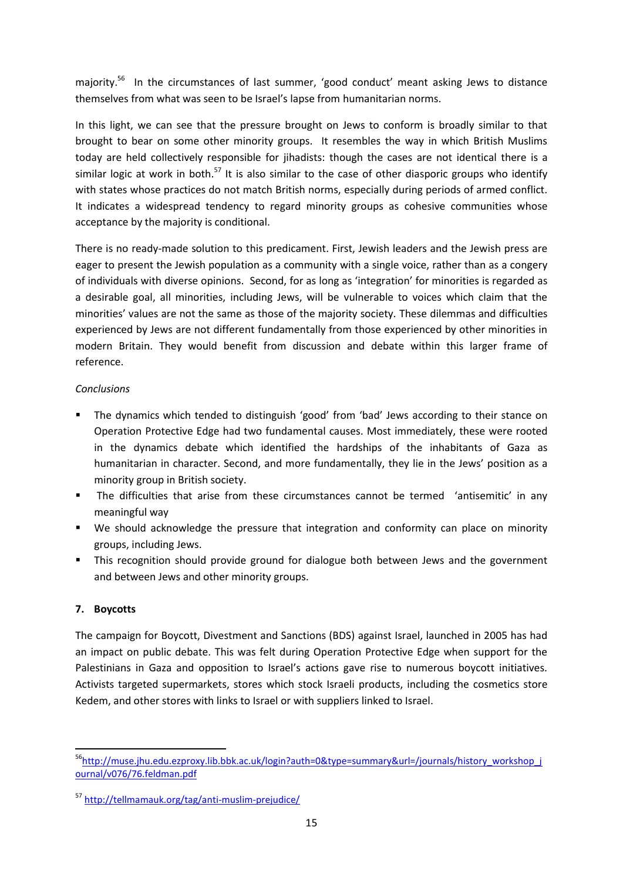majority.[56] In the circumstances of last summer, 'good conduct' meant asking Jews to distance themselves from what was seen to be Israel's lapse from humanitarian norms.

In this light, we can see that the pressure brought on Jews to conform is broadly similar to that brought to bear on some other minority groups. It resembles the way in which British Muslims today are held collectively responsible for jihadists: though the cases are not identical there is a similar logic at work in both.[57] It is also similar to the case of other diasporic groups who identify with states whose practices do not match British norms, especially during periods of armed conflict. It indicates a widespread tendency to regard minority groups as cohesive communities whose acceptance by the majority is conditional.

There is no ready-made solution to this predicament. First, Jewish leaders and the Jewish press are eager to present the Jewish population as a community with a single voice, rather than as a congery of individuals with diverse opinions. Second, for as long as 'integration' for minorities is regarded as a desirable goal, all minorities, including Jews, will be vulnerable to voices which claim that the minorities' values are not the same as those of the majority society. These dilemmas and difficulties experienced by Jews are not different fundamentally from those experienced by other minorities in modern Britain. They would benefit from discussion and debate within this larger frame of reference.

*Conclusions*

- The dynamics which tended to distinguish 'good' from 'bad' Jews according to their stance on Operation Protective Edge had two fundamental causes. Most immediately, these were rooted in the dynamics debate which identified the hardships of the inhabitants of Gaza as humanitarian in character. Second, and more fundamentally, they lie in the Jews' position as a minority group in British society.
- The difficulties that arise from these circumstances cannot be termed 'antisemitic' in any meaningful way
- We should acknowledge the pressure that integration and conformity can place on minority groups, including Jews.
- This recognition should provide ground for dialogue both between Jews and the government and between Jews and other minority groups.

## 7. Boycotts

The campaign for Boycott, Divestment and Sanctions (BDS) against Israel, launched in 2005 has had an impact on public debate. This was felt during Operation Protective Edge when support for the Palestinians in Gaza and opposition to Israel's actions gave rise to numerous boycott initiatives. Activists targeted supermarkets, stores which stock Israeli products, including the cosmetics store Kedem, and other stores with links to Israel or with suppliers linked to Israel.

---

[56] http://muse.jhu.edu.ezproxy.lib.bbk.ac.uk/login?auth=0&type=summary&url=/journals/history_workshop_journal/v076/76.feldman.pdf

[57] http://tellmamauk.org/tag/anti-muslim-prejudice/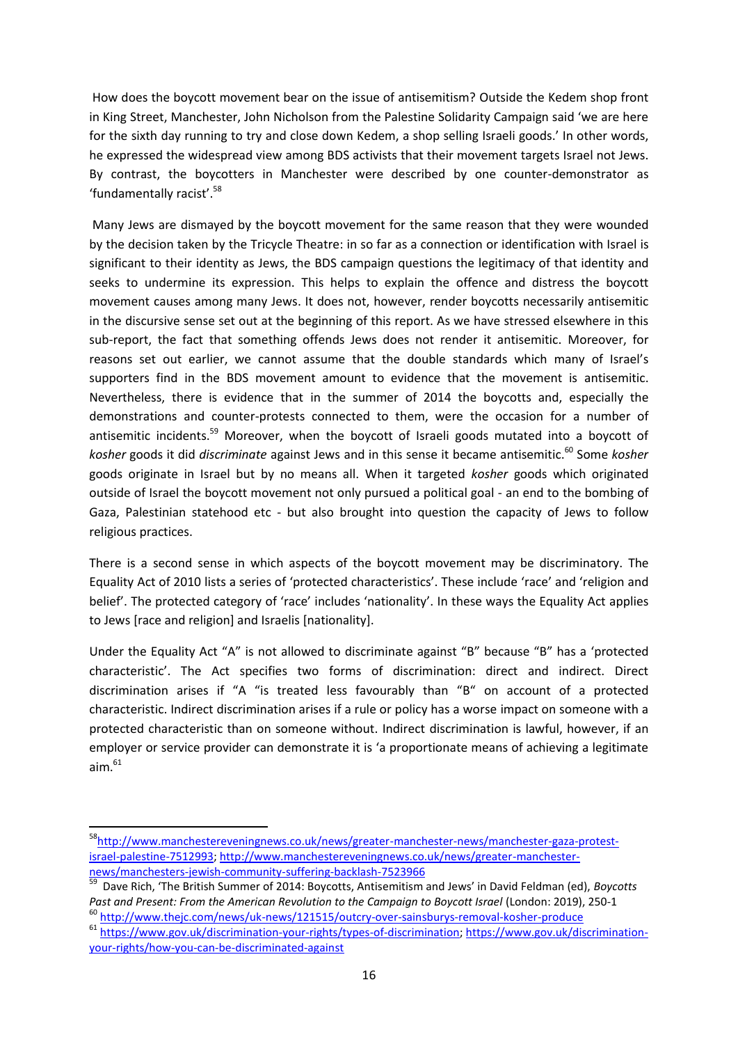How does the boycott movement bear on the issue of antisemitism? Outside the Kedem shop front in King Street, Manchester, John Nicholson from the Palestine Solidarity Campaign said 'we are here for the sixth day running to try and close down Kedem, a shop selling Israeli goods.' In other words, he expressed the widespread view among BDS activists that their movement targets Israel not Jews. By contrast, the boycotters in Manchester were described by one counter-demonstrator as 'fundamentally racist'.[58]

Many Jews are dismayed by the boycott movement for the same reason that they were wounded by the decision taken by the Tricycle Theatre: in so far as a connection or identification with Israel is significant to their identity as Jews, the BDS campaign questions the legitimacy of that identity and seeks to undermine its expression. This helps to explain the offence and distress the boycott movement causes among many Jews. It does not, however, render boycotts necessarily antisemitic in the discursive sense set out at the beginning of this report. As we have stressed elsewhere in this sub-report, the fact that something offends Jews does not render it antisemitic. Moreover, for reasons set out earlier, we cannot assume that the double standards which many of Israel's supporters find in the BDS movement amount to evidence that the movement is antisemitic. Nevertheless, there is evidence that in the summer of 2014 the boycotts and, especially the demonstrations and counter-protests connected to them, were the occasion for a number of antisemitic incidents.[59] Moreover, when the boycott of Israeli goods mutated into a boycott of *kosher* goods it did *discriminate* against Jews and in this sense it became antisemitic.[60] Some *kosher* goods originate in Israel but by no means all. When it targeted *kosher* goods which originated outside of Israel the boycott movement not only pursued a political goal - an end to the bombing of Gaza, Palestinian statehood etc - but also brought into question the capacity of Jews to follow religious practices.

There is a second sense in which aspects of the boycott movement may be discriminatory. The Equality Act of 2010 lists a series of 'protected characteristics'. These include 'race' and 'religion and belief'. The protected category of 'race' includes 'nationality'. In these ways the Equality Act applies to Jews [race and religion] and Israelis [nationality].

Under the Equality Act "A" is not allowed to discriminate against "B" because "B" has a 'protected characteristic'. The Act specifies two forms of discrimination: direct and indirect. Direct discrimination arises if "A "is treated less favourably than "B" on account of a protected characteristic. Indirect discrimination arises if a rule or policy has a worse impact on someone with a protected characteristic than on someone without. Indirect discrimination is lawful, however, if an employer or service provider can demonstrate it is 'a proportionate means of achieving a legitimate aim.[61]

---

[58] http://www.manchestereveningnews.co.uk/news/greater-manchester-news/manchester-gaza-protest-israel-palestine-7512993; http://www.manchestereveningnews.co.uk/news/greater-manchester-news/manchesters-jewish-community-suffering-backlash-7523966

[59] Dave Rich, 'The British Summer of 2014: Boycotts, Antisemitism and Jews' in David Feldman (ed), *Boycotts Past and Present: From the American Revolution to the Campaign to Boycott Israel* (London: 2019), 250-1

[60] http://www.thejc.com/news/uk-news/121515/outcry-over-sainsburys-removal-kosher-produce

[61] https://www.gov.uk/discrimination-your-rights/types-of-discrimination; https://www.gov.uk/discrimination-your-rights/how-you-can-be-discriminated-against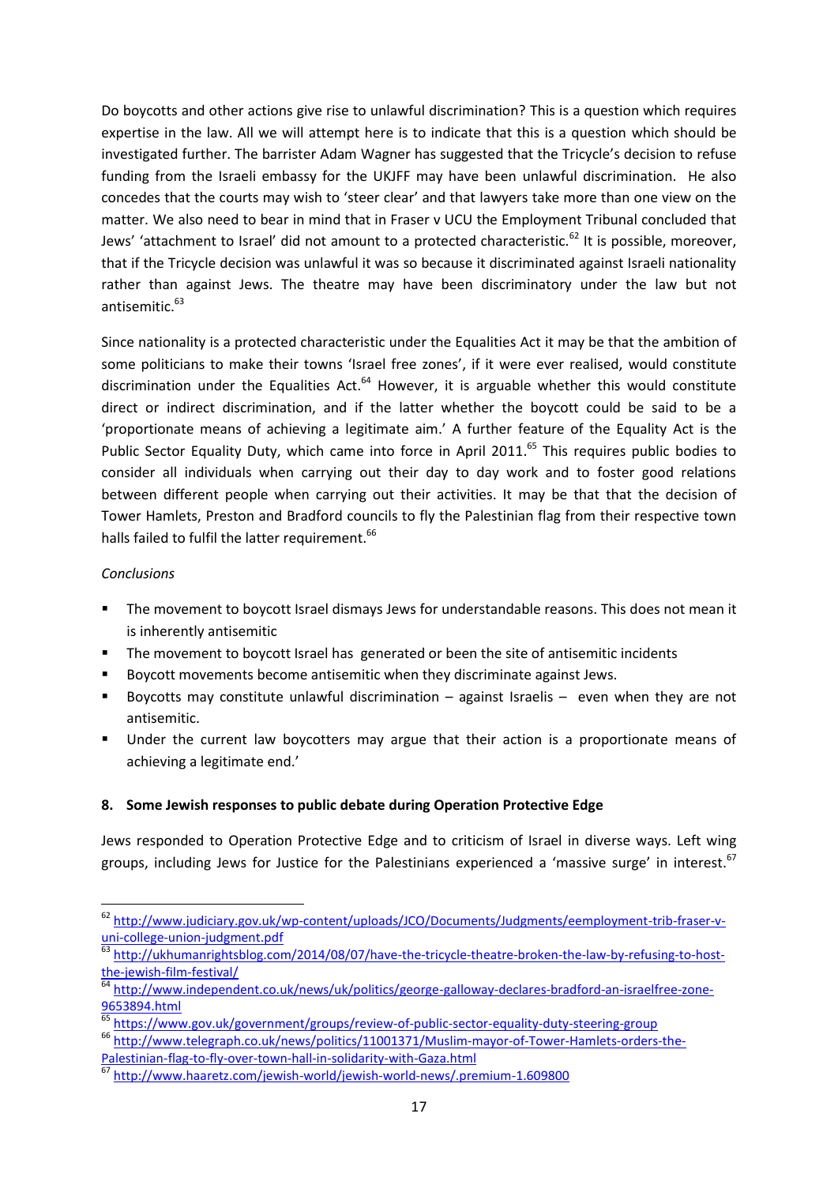Do boycotts and other actions give rise to unlawful discrimination? This is a question which requires expertise in the law. All we will attempt here is to indicate that this is a question which should be investigated further. The barrister Adam Wagner has suggested that the Tricycle's decision to refuse funding from the Israeli embassy for the UKJFF may have been unlawful discrimination. He also concedes that the courts may wish to 'steer clear' and that lawyers take more than one view on the matter. We also need to bear in mind that in Fraser v UCU the Employment Tribunal concluded that Jews' 'attachment to Israel' did not amount to a protected characteristic.[62] It is possible, moreover, that if the Tricycle decision was unlawful it was so because it discriminated against Israeli nationality rather than against Jews. The theatre may have been discriminatory under the law but not antisemitic.[63]

Since nationality is a protected characteristic under the Equalities Act it may be that the ambition of some politicians to make their towns 'Israel free zones', if it were ever realised, would constitute discrimination under the Equalities Act.[64] However, it is arguable whether this would constitute direct or indirect discrimination, and if the latter whether the boycott could be said to be a 'proportionate means of achieving a legitimate aim.' A further feature of the Equality Act is the Public Sector Equality Duty, which came into force in April 2011.[65] This requires public bodies to consider all individuals when carrying out their day to day work and to foster good relations between different people when carrying out their activities. It may be that that the decision of Tower Hamlets, Preston and Bradford councils to fly the Palestinian flag from their respective town halls failed to fulfil the latter requirement.[66]

*Conclusions*

- The movement to boycott Israel dismays Jews for understandable reasons. This does not mean it is inherently antisemitic
- The movement to boycott Israel has generated or been the site of antisemitic incidents
- Boycott movements become antisemitic when they discriminate against Jews.
- Boycotts may constitute unlawful discrimination – against Israelis – even when they are not antisemitic.
- Under the current law boycotters may argue that their action is a proportionate means of achieving a legitimate end.'

### 8. Some Jewish responses to public debate during Operation Protective Edge

Jews responded to Operation Protective Edge and to criticism of Israel in diverse ways. Left wing groups, including Jews for Justice for the Palestinians experienced a 'massive surge' in interest.[67]

---

[62] http://www.judiciary.gov.uk/wp-content/uploads/JCO/Documents/Judgments/eemployment-trib-fraser-v-uni-college-union-judgment.pdf

[63] http://ukhumanrightsblog.com/2014/08/07/have-the-tricycle-theatre-broken-the-law-by-refusing-to-host-the-jewish-film-festival/

[64] http://www.independent.co.uk/news/uk/politics/george-galloway-declares-bradford-an-israelfree-zone-9653894.html

[65] https://www.gov.uk/government/groups/review-of-public-sector-equality-duty-steering-group

[66] http://www.telegraph.co.uk/news/politics/11001371/Muslim-mayor-of-Tower-Hamlets-orders-the-Palestinian-flag-to-fly-over-town-hall-in-solidarity-with-Gaza.html

[67] http://www.haaretz.com/jewish-world/jewish-world-news/.premium-1.609800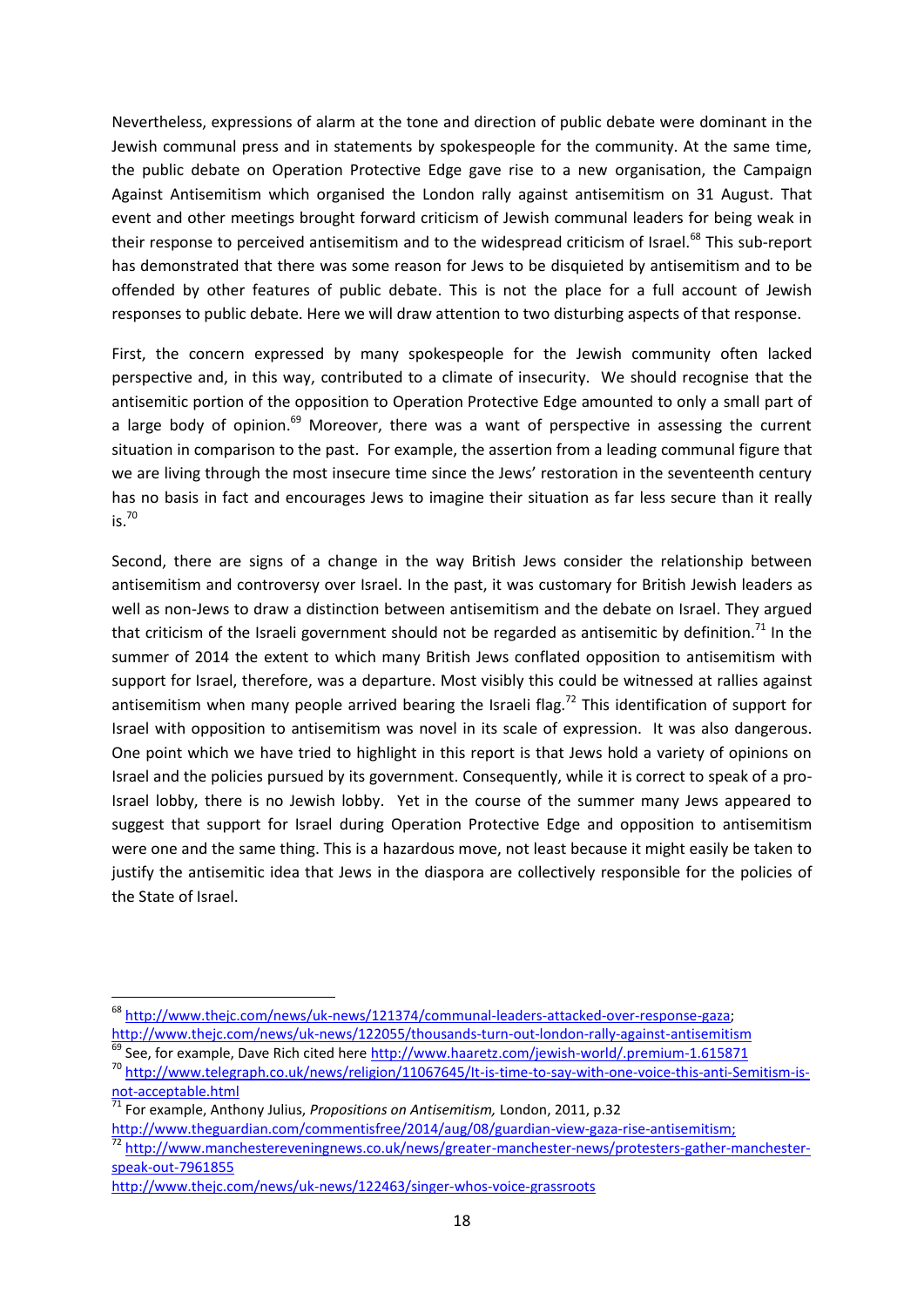Nevertheless, expressions of alarm at the tone and direction of public debate were dominant in the Jewish communal press and in statements by spokespeople for the community. At the same time, the public debate on Operation Protective Edge gave rise to a new organisation, the Campaign Against Antisemitism which organised the London rally against antisemitism on 31 August. That event and other meetings brought forward criticism of Jewish communal leaders for being weak in their response to perceived antisemitism and to the widespread criticism of Israel.[68] This sub-report has demonstrated that there was some reason for Jews to be disquieted by antisemitism and to be offended by other features of public debate. This is not the place for a full account of Jewish responses to public debate. Here we will draw attention to two disturbing aspects of that response.

First, the concern expressed by many spokespeople for the Jewish community often lacked perspective and, in this way, contributed to a climate of insecurity. We should recognise that the antisemitic portion of the opposition to Operation Protective Edge amounted to only a small part of a large body of opinion.[69] Moreover, there was a want of perspective in assessing the current situation in comparison to the past. For example, the assertion from a leading communal figure that we are living through the most insecure time since the Jews' restoration in the seventeenth century has no basis in fact and encourages Jews to imagine their situation as far less secure than it really is.[70]

Second, there are signs of a change in the way British Jews consider the relationship between antisemitism and controversy over Israel. In the past, it was customary for British Jewish leaders as well as non-Jews to draw a distinction between antisemitism and the debate on Israel. They argued that criticism of the Israeli government should not be regarded as antisemitic by definition.[71] In the summer of 2014 the extent to which many British Jews conflated opposition to antisemitism with support for Israel, therefore, was a departure. Most visibly this could be witnessed at rallies against antisemitism when many people arrived bearing the Israeli flag.[72] This identification of support for Israel with opposition to antisemitism was novel in its scale of expression. It was also dangerous. One point which we have tried to highlight in this report is that Jews hold a variety of opinions on Israel and the policies pursued by its government. Consequently, while it is correct to speak of a pro-Israel lobby, there is no Jewish lobby. Yet in the course of the summer many Jews appeared to suggest that support for Israel during Operation Protective Edge and opposition to antisemitism were one and the same thing. This is a hazardous move, not least because it might easily be taken to justify the antisemitic idea that Jews in the diaspora are collectively responsible for the policies of the State of Israel.

---

[68] http://www.thejc.com/news/uk-news/121374/communal-leaders-attacked-over-response-gaza; http://www.thejc.com/news/uk-news/122055/thousands-turn-out-london-rally-against-antisemitism

[69] See, for example, Dave Rich cited here http://www.haaretz.com/jewish-world/.premium-1.615871

[70] http://www.telegraph.co.uk/news/religion/11067645/It-is-time-to-say-with-one-voice-this-anti-Semitism-is-not-acceptable.html

[71] For example, Anthony Julius, *Propositions on Antisemitism,* London, 2011, p.32 http://www.theguardian.com/commentisfree/2014/aug/08/guardian-view-gaza-rise-antisemitism;

[72] http://www.manchestereveningnews.co.uk/news/greater-manchester-news/protesters-gather-manchester-speak-out-7961855 http://www.thejc.com/news/uk-news/122463/singer-whos-voice-grassroots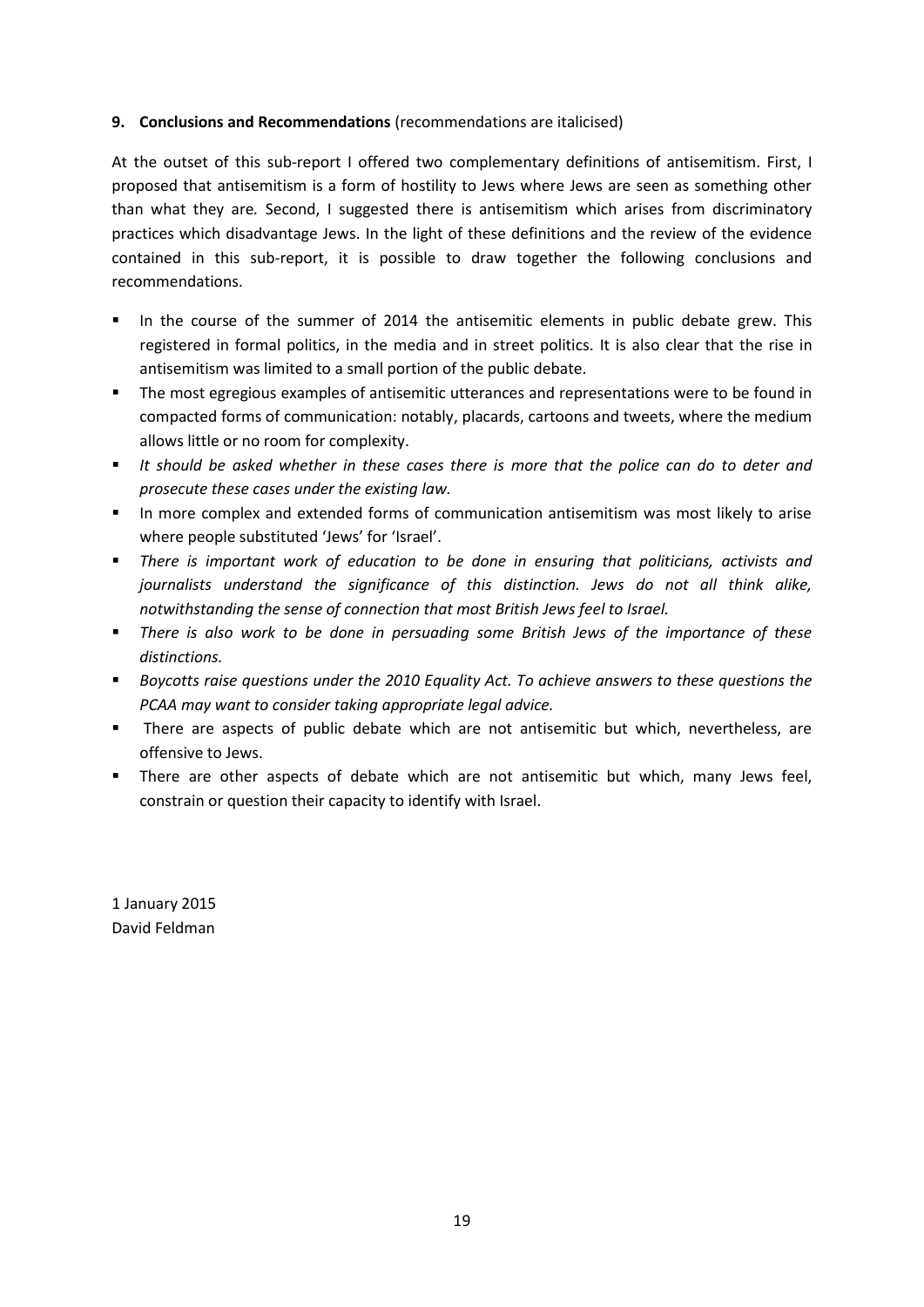## 9. Conclusions and Recommendations (recommendations are italicised)

At the outset of this sub-report I offered two complementary definitions of antisemitism. First, I proposed that antisemitism is a form of hostility to Jews where Jews are seen as something other than what they are. Second, I suggested there is antisemitism which arises from discriminatory practices which disadvantage Jews. In the light of these definitions and the review of the evidence contained in this sub-report, it is possible to draw together the following conclusions and recommendations.

- In the course of the summer of 2014 the antisemitic elements in public debate grew. This registered in formal politics, in the media and in street politics. It is also clear that the rise in antisemitism was limited to a small portion of the public debate.
- The most egregious examples of antisemitic utterances and representations were to be found in compacted forms of communication: notably, placards, cartoons and tweets, where the medium allows little or no room for complexity.
- *It should be asked whether in these cases there is more that the police can do to deter and prosecute these cases under the existing law.*
- In more complex and extended forms of communication antisemitism was most likely to arise where people substituted 'Jews' for 'Israel'.
- *There is important work of education to be done in ensuring that politicians, activists and journalists understand the significance of this distinction. Jews do not all think alike, notwithstanding the sense of connection that most British Jews feel to Israel.*
- *There is also work to be done in persuading some British Jews of the importance of these distinctions.*
- *Boycotts raise questions under the 2010 Equality Act. To achieve answers to these questions the PCAA may want to consider taking appropriate legal advice.*
- There are aspects of public debate which are not antisemitic but which, nevertheless, are offensive to Jews.
- There are other aspects of debate which are not antisemitic but which, many Jews feel, constrain or question their capacity to identify with Israel.

1 January 2015
David Feldman